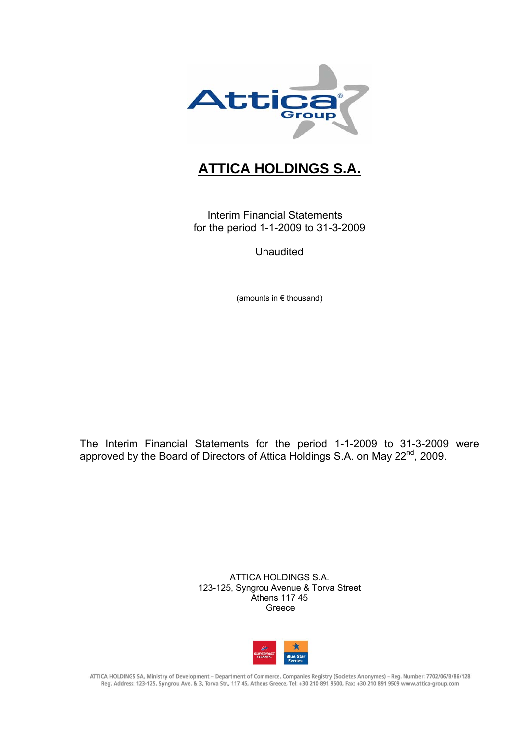# ATTICA HOLDINGS S.A.

Interim Financial Statements
for the period 1-1-2009 to 31-3-2009

Unaudited

(amounts in € thousand)

The Interim Financial Statements for the period 1-1-2009 to 31-3-2009 were approved by the Board of Directors of Attica Holdings S.A. on May 22nd, 2009.

ATTICA HOLDINGS S.A.
123-125, Syngrou Avenue & Torva Street
Athens 117 45
Greece

ATTICA HOLDINGS SA, Ministry of Development – Department of Commerce, Companies Registry (Societes Anonymes) – Reg. Number: 7702/06/B/86/128
Reg. Address: 123-125, Syngrou Ave. & 3, Torva Str., 117 45, Athens Greece, Tel: +30 210 891 9500, Fax: +30 210 891 9509 www.attica-group.com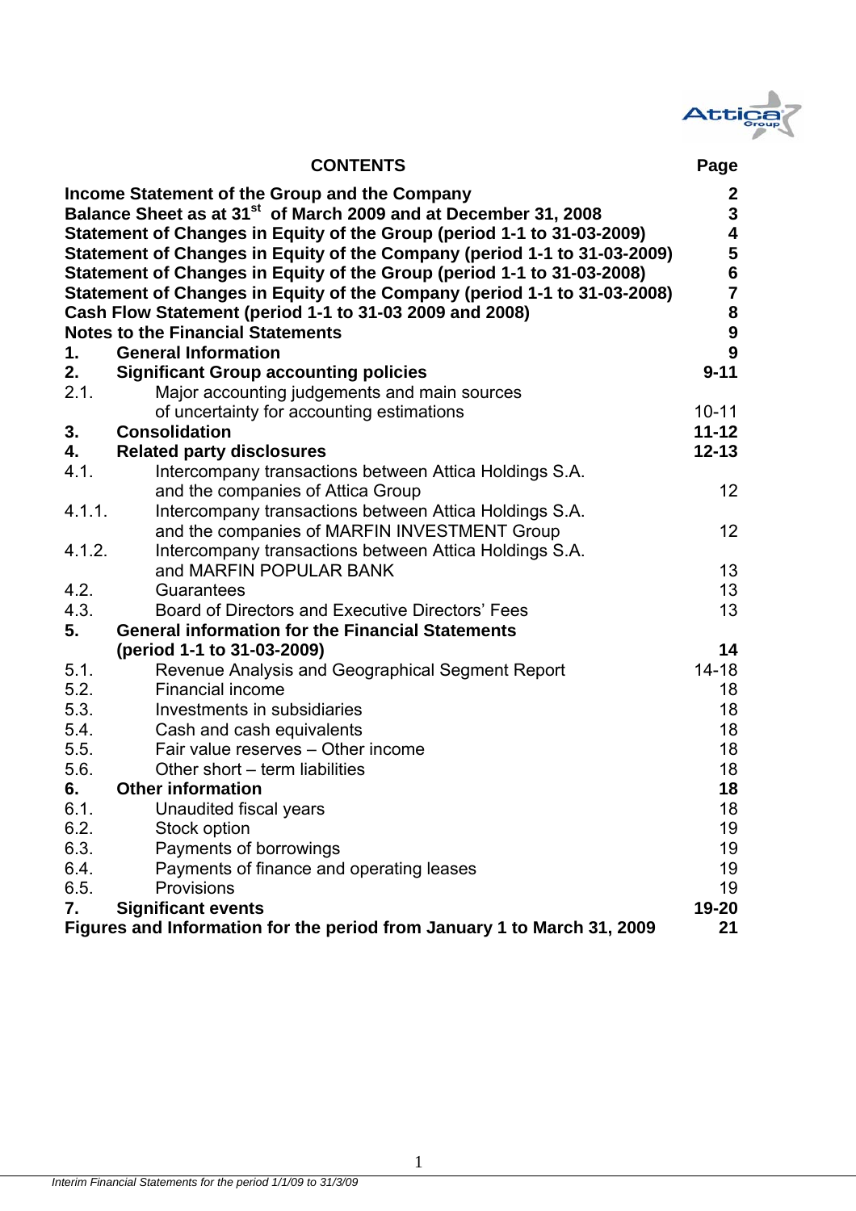| CONTENTS | | Page |
|---|---|---|
| **Income Statement of the Group and the Company** | | **2** |
| **Balance Sheet as at 31st of March 2009 and at December 31, 2008** | | **3** |
| **Statement of Changes in Equity of the Group (period 1-1 to 31-03-2009)** | | **4** |
| **Statement of Changes in Equity of the Company (period 1-1 to 31-03-2009)** | | **5** |
| **Statement of Changes in Equity of the Group (period 1-1 to 31-03-2008)** | | **6** |
| **Statement of Changes in Equity of the Company (period 1-1 to 31-03-2008)** | | **7** |
| **Cash Flow Statement (period 1-1 to 31-03 2009 and 2008)** | | **8** |
| **Notes to the Financial Statements** | | **9** |
| **1.** | **General Information** | **9** |
| **2.** | **Significant Group accounting policies** | **9-11** |
| 2.1. | Major accounting judgements and main sources of uncertainty for accounting estimations | 10-11 |
| **3.** | **Consolidation** | **11-12** |
| **4.** | **Related party disclosures** | **12-13** |
| 4.1. | Intercompany transactions between Attica Holdings S.A. and the companies of Attica Group | 12 |
| 4.1.1. | Intercompany transactions between Attica Holdings S.A. and the companies of MARFIN INVESTMENT Group | 12 |
| 4.1.2. | Intercompany transactions between Attica Holdings S.A. and MARFIN POPULAR BANK | 13 |
| 4.2. | Guarantees | 13 |
| 4.3. | Board of Directors and Executive Directors' Fees | 13 |
| **5.** | **General information for the Financial Statements (period 1-1 to 31-03-2009)** | **14** |
| 5.1. | Revenue Analysis and Geographical Segment Report | 14-18 |
| 5.2. | Financial income | 18 |
| 5.3. | Investments in subsidiaries | 18 |
| 5.4. | Cash and cash equivalents | 18 |
| 5.5. | Fair value reserves – Other income | 18 |
| 5.6. | Other short – term liabilities | 18 |
| **6.** | **Other information** | **18** |
| 6.1. | Unaudited fiscal years | 18 |
| 6.2. | Stock option | 19 |
| 6.3. | Payments of borrowings | 19 |
| 6.4. | Payments of finance and operating leases | 19 |
| 6.5. | Provisions | 19 |
| **7.** | **Significant events** | **19-20** |
| **Figures and Information for the period from January 1 to March 31, 2009** | | **21** |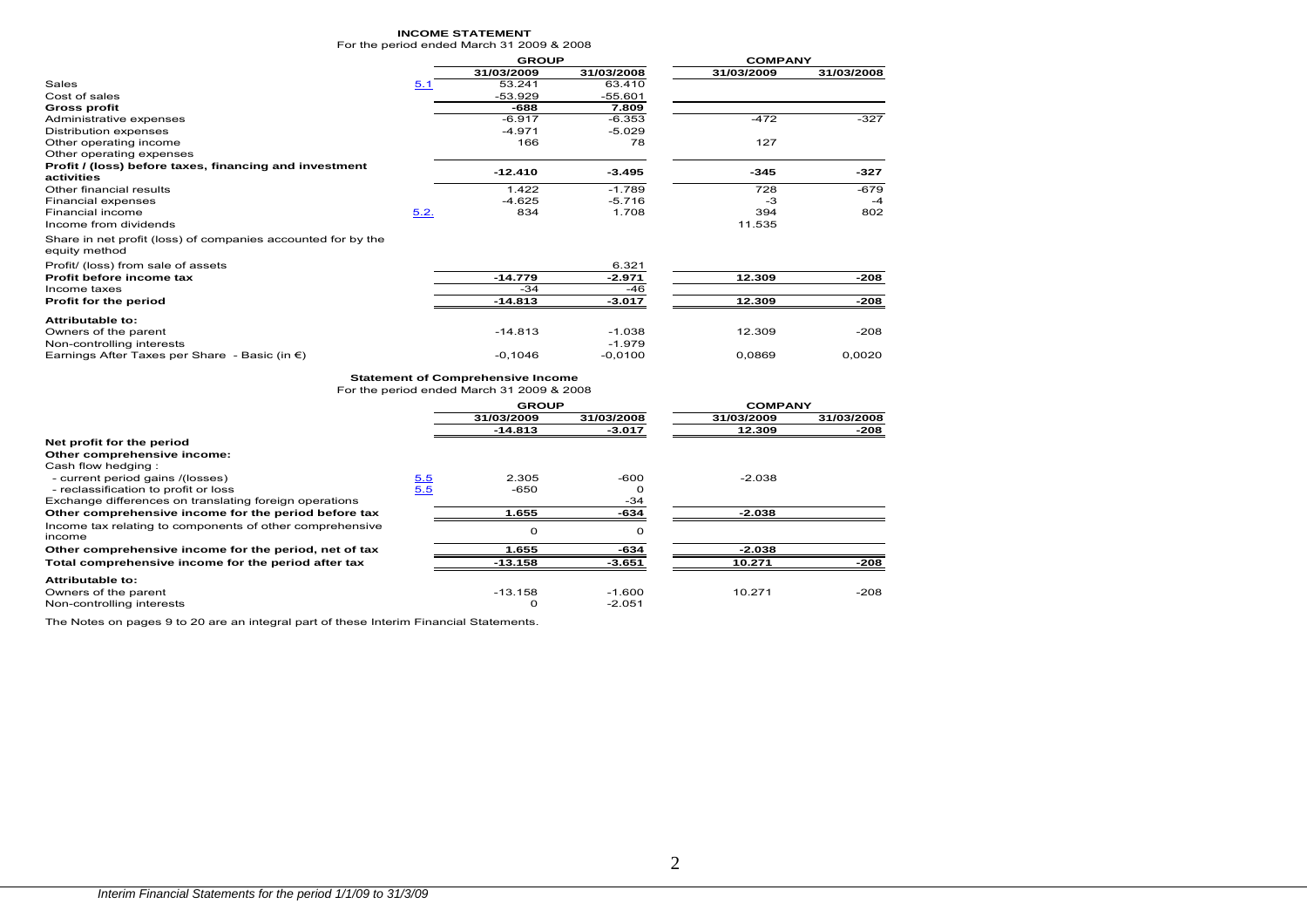**INCOME STATEMENT**

For the period ended March 31 2009 & 2008

| | | GROUP | | COMPANY | |
|---|---|---|---|---|---|
| | | 31/03/2009 | 31/03/2008 | 31/03/2009 | 31/03/2008 |
| Sales | 5.1 | 53.241 | 63.410 | | |
| Cost of sales | | -53.929 | -55.601 | | |
| **Gross profit** | | **-688** | **7.809** | | |
| Administrative expenses | | -6.917 | -6.353 | -472 | -327 |
| Distribution expenses | | -4.971 | -5.029 | | |
| Other operating income | | 166 | 78 | 127 | |
| Other operating expenses | | | | | |
| **Profit / (loss) before taxes, financing and investment activities** | | **-12.410** | **-3.495** | **-345** | **-327** |
| Other financial results | | 1.422 | -1.789 | 728 | -679 |
| Financial expenses | | -4.625 | -5.716 | -3 | -4 |
| Financial income | 5.2. | 834 | 1.708 | 394 | 802 |
| Income from dividends | | | | 11.535 | |
| Share in net profit (loss) of companies accounted for by the equity method | | | | | |
| Profit/ (loss) from sale of assets | | | 6.321 | | |
| **Profit before income tax** | | **-14.779** | **-2.971** | **12.309** | **-208** |
| Income taxes | | -34 | -46 | | |
| **Profit for the period** | | **-14.813** | **-3.017** | **12.309** | **-208** |
| **Attributable to:** | | | | | |
| Owners of the parent | | -14.813 | -1.038 | 12.309 | -208 |
| Non-controlling interests | | | -1.979 | | |
| Earnings After Taxes per Share - Basic (in €) | | -0,1046 | -0,0100 | 0,0869 | 0,0020 |

**Statement of Comprehensive Income**

For the period ended March 31 2009 & 2008

| | | GROUP | | COMPANY | |
|---|---|---|---|---|---|
| | | 31/03/2009 | 31/03/2008 | 31/03/2009 | 31/03/2008 |
| **Net profit for the period** | | **-14.813** | **-3.017** | **12.309** | **-208** |
| **Other comprehensive income:** | | | | | |
| Cash flow hedging : | | | | | |
| - current period gains /(losses) | 5.5 | 2.305 | -600 | -2.038 | |
| - reclassification to profit or loss | 5.5 | -650 | 0 | | |
| Exchange differences on translating foreign operations | | | -34 | | |
| **Other comprehensive income for the period before tax** | | **1.655** | **-634** | **-2.038** | |
| Income tax relating to components of other comprehensive income | | 0 | 0 | | |
| **Other comprehensive income for the period, net of tax** | | **1.655** | **-634** | **-2.038** | |
| **Total comprehensive income for the period after tax** | | **-13.158** | **-3.651** | **10.271** | **-208** |
| **Attributable to:** | | | | | |
| Owners of the parent | | -13.158 | -1.600 | 10.271 | -208 |
| Non-controlling interests | | 0 | -2.051 | | |

The Notes on pages 9 to 20 are an integral part of these Interim Financial Statements.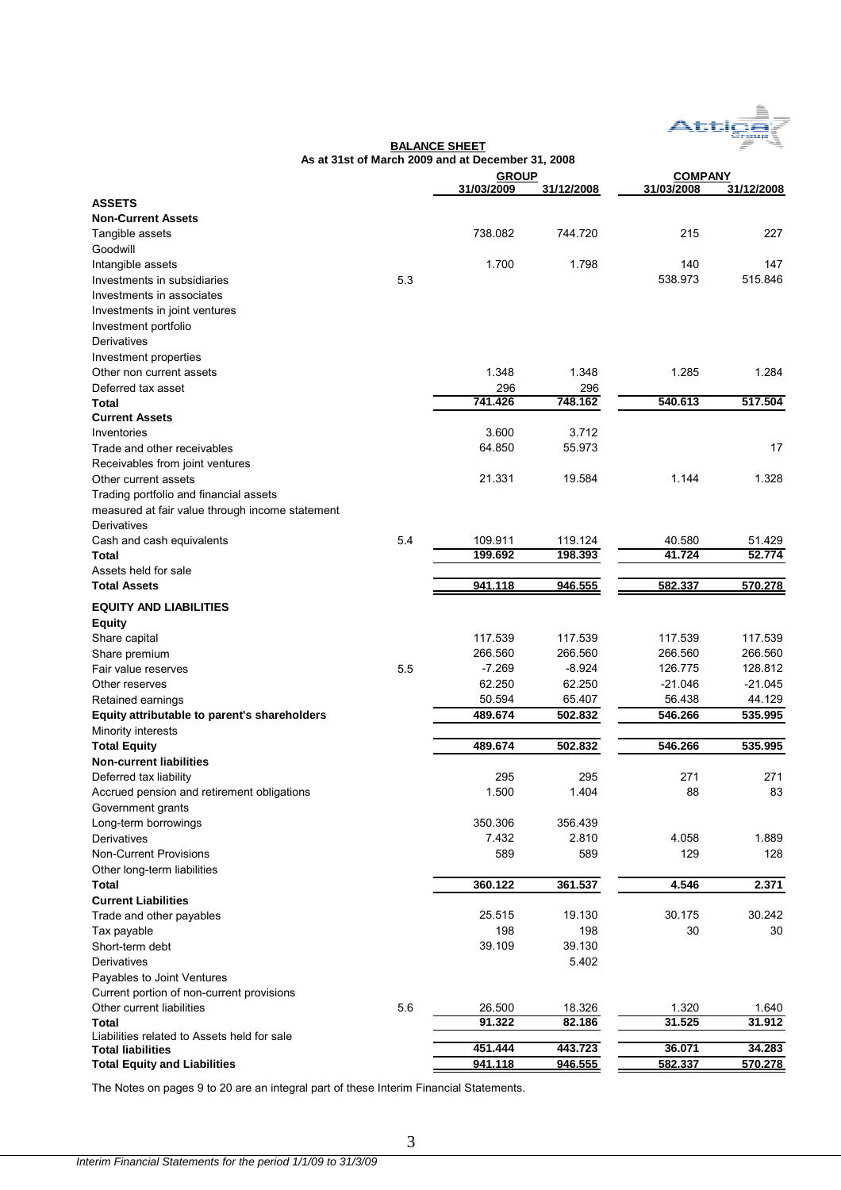## BALANCE SHEET

### As at 31st of March 2009 and at December 31, 2008

| | | GROUP | | COMPANY | |
|---|---|---|---|---|---|
| | | 31/03/2009 | 31/12/2008 | 31/03/2008 | 31/12/2008 |
| **ASSETS** | | | | | |
| **Non-Current Assets** | | | | | |
| Tangible assets | | 738.082 | 744.720 | 215 | 227 |
| Goodwill | | | | | |
| Intangible assets | | 1.700 | 1.798 | 140 | 147 |
| Investments in subsidiaries | 5.3 | | | 538.973 | 515.846 |
| Investments in associates | | | | | |
| Investments in joint ventures | | | | | |
| Investment portfolio | | | | | |
| Derivatives | | | | | |
| Investment properties | | | | | |
| Other non current assets | | 1.348 | 1.348 | 1.285 | 1.284 |
| Deferred tax asset | | 296 | 296 | | |
| **Total** | | **741.426** | **748.162** | **540.613** | **517.504** |
| **Current Assets** | | | | | |
| Inventories | | 3.600 | 3.712 | | |
| Trade and other receivables | | 64.850 | 55.973 | | 17 |
| Receivables from joint ventures | | | | | |
| Other current assets | | 21.331 | 19.584 | 1.144 | 1.328 |
| Trading portfolio and financial assets measured at fair value through income statement | | | | | |
| Derivatives | | | | | |
| Cash and cash equivalents | 5.4 | 109.911 | 119.124 | 40.580 | 51.429 |
| **Total** | | **199.692** | **198.393** | **41.724** | **52.774** |
| Assets held for sale | | | | | |
| **Total Assets** | | **941.118** | **946.555** | **582.337** | **570.278** |
| **EQUITY AND LIABILITIES** | | | | | |
| **Equity** | | | | | |
| Share capital | | 117.539 | 117.539 | 117.539 | 117.539 |
| Share premium | | 266.560 | 266.560 | 266.560 | 266.560 |
| Fair value reserves | 5.5 | -7.269 | -8.924 | 126.775 | 128.812 |
| Other reserves | | 62.250 | 62.250 | -21.046 | -21.045 |
| Retained earnings | | 50.594 | 65.407 | 56.438 | 44.129 |
| **Equity attributable to parent's shareholders** | | **489.674** | **502.832** | **546.266** | **535.995** |
| Minority interests | | | | | |
| **Total Equity** | | **489.674** | **502.832** | **546.266** | **535.995** |
| **Non-current liabilities** | | | | | |
| Deferred tax liability | | 295 | 295 | 271 | 271 |
| Accrued pension and retirement obligations | | 1.500 | 1.404 | 88 | 83 |
| Government grants | | | | | |
| Long-term borrowings | | 350.306 | 356.439 | | |
| Derivatives | | 7.432 | 2.810 | 4.058 | 1.889 |
| Non-Current Provisions | | 589 | 589 | 129 | 128 |
| Other long-term liabilities | | | | | |
| **Total** | | **360.122** | **361.537** | **4.546** | **2.371** |
| **Current Liabilities** | | | | | |
| Trade and other payables | | 25.515 | 19.130 | 30.175 | 30.242 |
| Tax payable | | 198 | 198 | 30 | 30 |
| Short-term debt | | 39.109 | 39.130 | | |
| Derivatives | | | 5.402 | | |
| Payables to Joint Ventures | | | | | |
| Current portion of non-current provisions | | | | | |
| Other current liabilities | 5.6 | 26.500 | 18.326 | 1.320 | 1.640 |
| **Total** | | **91.322** | **82.186** | **31.525** | **31.912** |
| Liabilities related to Assets held for sale | | | | | |
| **Total liabilities** | | **451.444** | **443.723** | **36.071** | **34.283** |
| **Total Equity and Liabilities** | | **941.118** | **946.555** | **582.337** | **570.278** |

The Notes on pages 9 to 20 are an integral part of these Interim Financial Statements.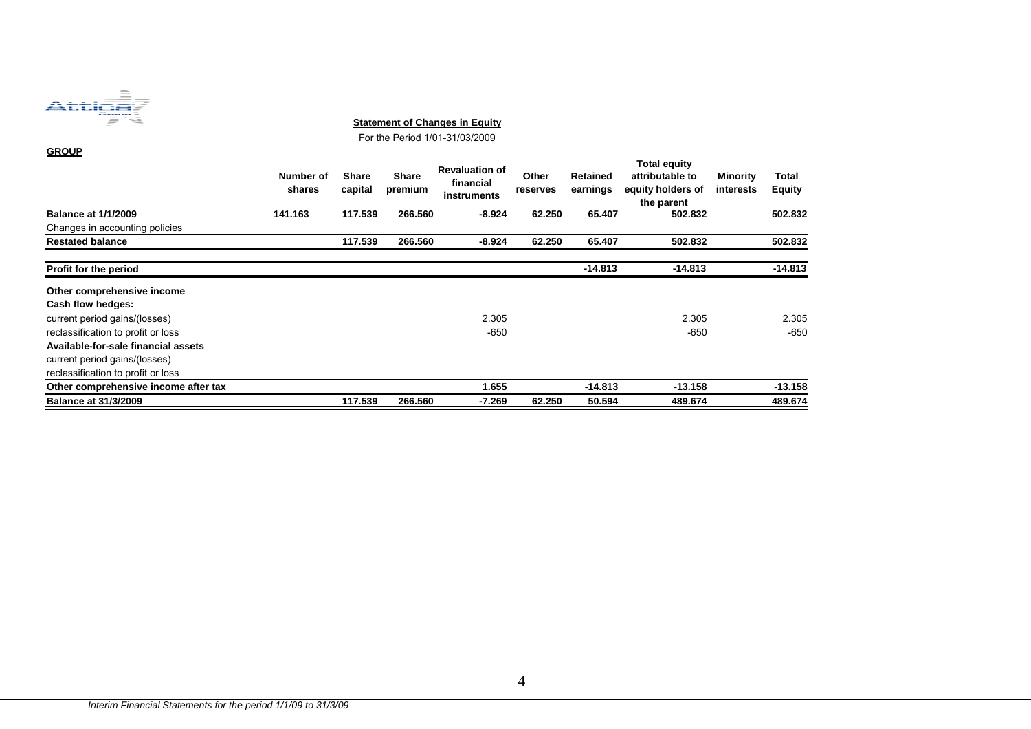## Statement of Changes in Equity

For the Period 1/01-31/03/2009

**GROUP**

| | Number of shares | Share capital | Share premium | Revaluation of financial instruments | Other reserves | Retained earnings | Total equity attributable to equity holders of the parent | Minority interests | Total Equity |
|---|---|---|---|---|---|---|---|---|---|
| **Balance at 1/1/2009** | **141.163** | **117.539** | **266.560** | **-8.924** | **62.250** | **65.407** | **502.832** | | **502.832** |
| Changes in accounting policies | | | | | | | | | |
| **Restated balance** | | **117.539** | **266.560** | **-8.924** | **62.250** | **65.407** | **502.832** | | **502.832** |
| **Profit for the period** | | | | | | **-14.813** | **-14.813** | | **-14.813** |
| **Other comprehensive income** | | | | | | | | | |
| **Cash flow hedges:** | | | | | | | | | |
| current period gains/(losses) | | | | 2.305 | | | 2.305 | | 2.305 |
| reclassification to profit or loss | | | | -650 | | | -650 | | -650 |
| **Available-for-sale financial assets** | | | | | | | | | |
| current period gains/(losses) | | | | | | | | | |
| reclassification to profit or loss | | | | | | | | | |
| **Other comprehensive income after tax** | | | | **1.655** | | **-14.813** | **-13.158** | | **-13.158** |
| **Balance at 31/3/2009** | | **117.539** | **266.560** | **-7.269** | **62.250** | **50.594** | **489.674** | | **489.674** |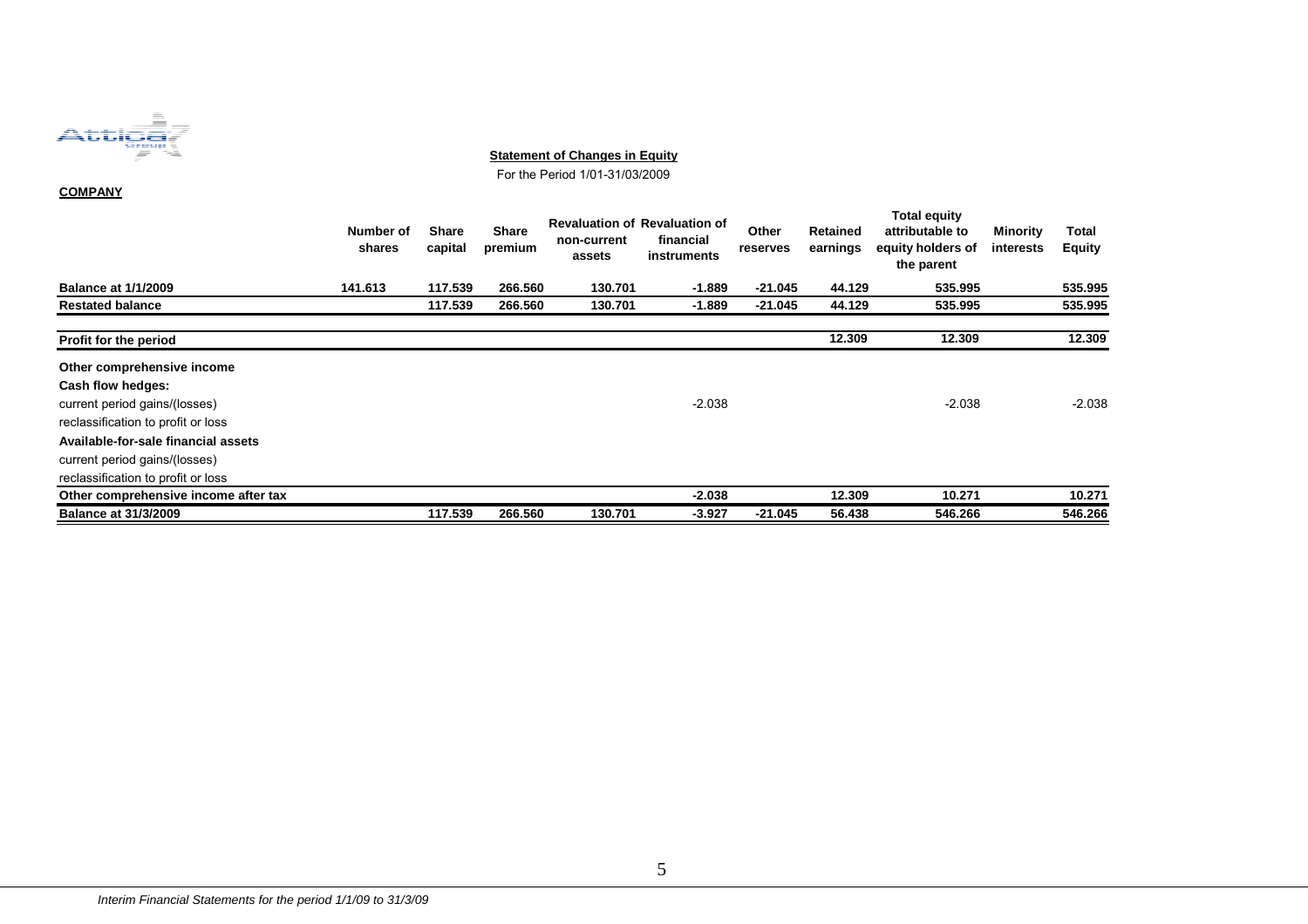**Statement of Changes in Equity**

For the Period 1/01-31/03/2009

**COMPANY**

| | Number of shares | Share capital | Share premium | Revaluation of non-current assets | Revaluation of financial instruments | Other reserves | Retained earnings | Total equity attributable to equity holders of the parent | Minority interests | Total Equity |
|---|---|---|---|---|---|---|---|---|---|---|
| **Balance at 1/1/2009** | **141.613** | **117.539** | **266.560** | **130.701** | **-1.889** | **-21.045** | **44.129** | **535.995** | | **535.995** |
| **Restated balance** | | **117.539** | **266.560** | **130.701** | **-1.889** | **-21.045** | **44.129** | **535.995** | | **535.995** |
| **Profit for the period** | | | | | | | **12.309** | **12.309** | | **12.309** |
| **Other comprehensive income** | | | | | | | | | | |
| **Cash flow hedges:** | | | | | | | | | | |
| current period gains/(losses) | | | | | -2.038 | | | -2.038 | | -2.038 |
| reclassification to profit or loss | | | | | | | | | | |
| **Available-for-sale financial assets** | | | | | | | | | | |
| current period gains/(losses) | | | | | | | | | | |
| reclassification to profit or loss | | | | | | | | | | |
| **Other comprehensive income after tax** | | | | | **-2.038** | | **12.309** | **10.271** | | **10.271** |
| **Balance at 31/3/2009** | | **117.539** | **266.560** | **130.701** | **-3.927** | **-21.045** | **56.438** | **546.266** | | **546.266** |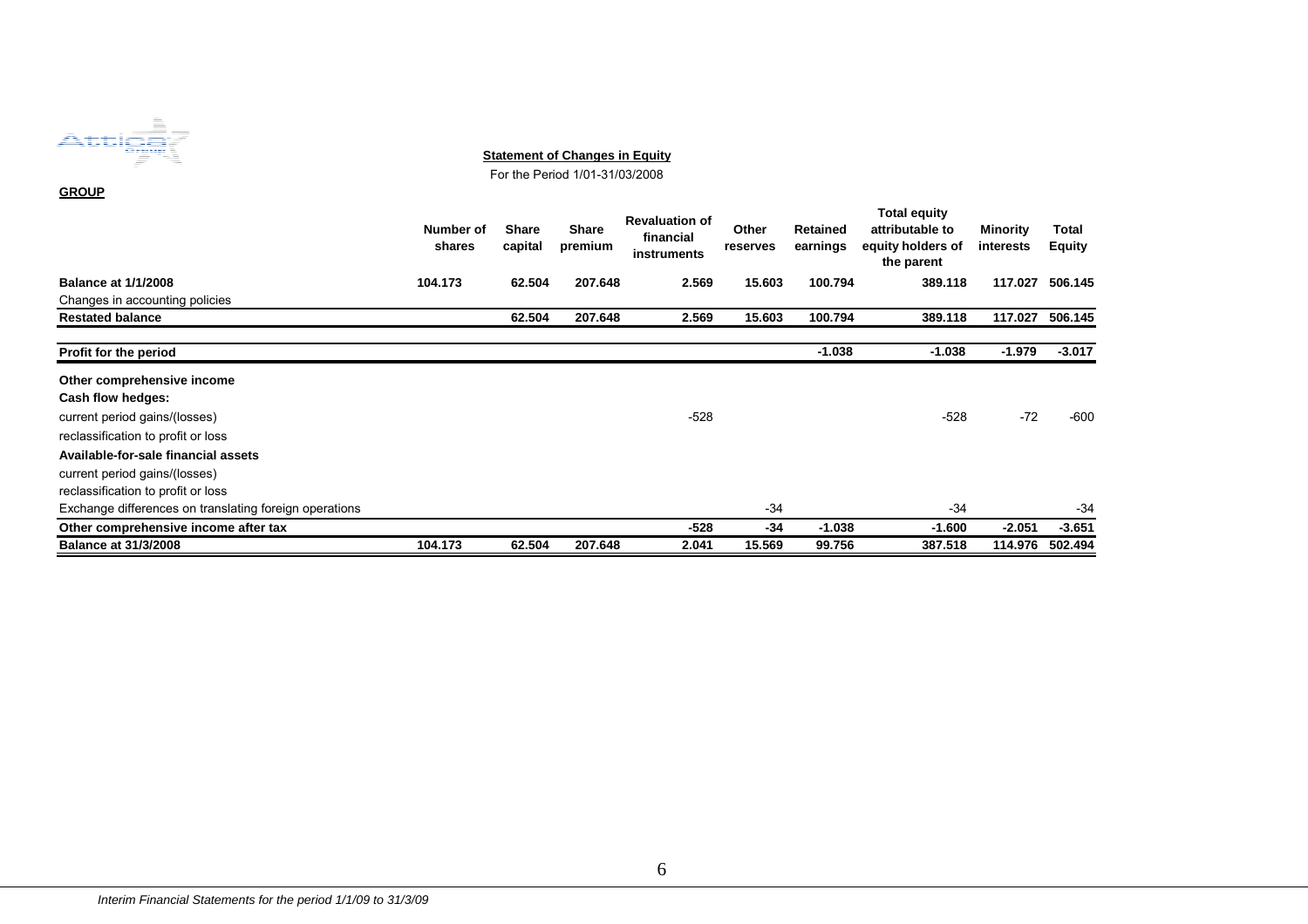**Statement of Changes in Equity**

For the Period 1/01-31/03/2008

**GROUP**

| | Number of shares | Share capital | Share premium | Revaluation of financial instruments | Other reserves | Retained earnings | Total equity attributable to equity holders of the parent | Minority interests | Total Equity |
|---|---|---|---|---|---|---|---|---|---|
| **Balance at 1/1/2008** | **104.173** | **62.504** | **207.648** | **2.569** | **15.603** | **100.794** | **389.118** | **117.027** | **506.145** |
| Changes in accounting policies | | | | | | | | | |
| **Restated balance** | | **62.504** | **207.648** | **2.569** | **15.603** | **100.794** | **389.118** | **117.027** | **506.145** |
| **Profit for the period** | | | | | | **-1.038** | **-1.038** | **-1.979** | **-3.017** |
| **Other comprehensive income** | | | | | | | | | |
| **Cash flow hedges:** | | | | | | | | | |
| current period gains/(losses) | | | | -528 | | | -528 | -72 | -600 |
| reclassification to profit or loss | | | | | | | | | |
| **Available-for-sale financial assets** | | | | | | | | | |
| current period gains/(losses) | | | | | | | | | |
| reclassification to profit or loss | | | | | | | | | |
| Exchange differences on translating foreign operations | | | | | -34 | | -34 | | -34 |
| **Other comprehensive income after tax** | | | | **-528** | **-34** | **-1.038** | **-1.600** | **-2.051** | **-3.651** |
| **Balance at 31/3/2008** | **104.173** | **62.504** | **207.648** | **2.041** | **15.569** | **99.756** | **387.518** | **114.976** | **502.494** |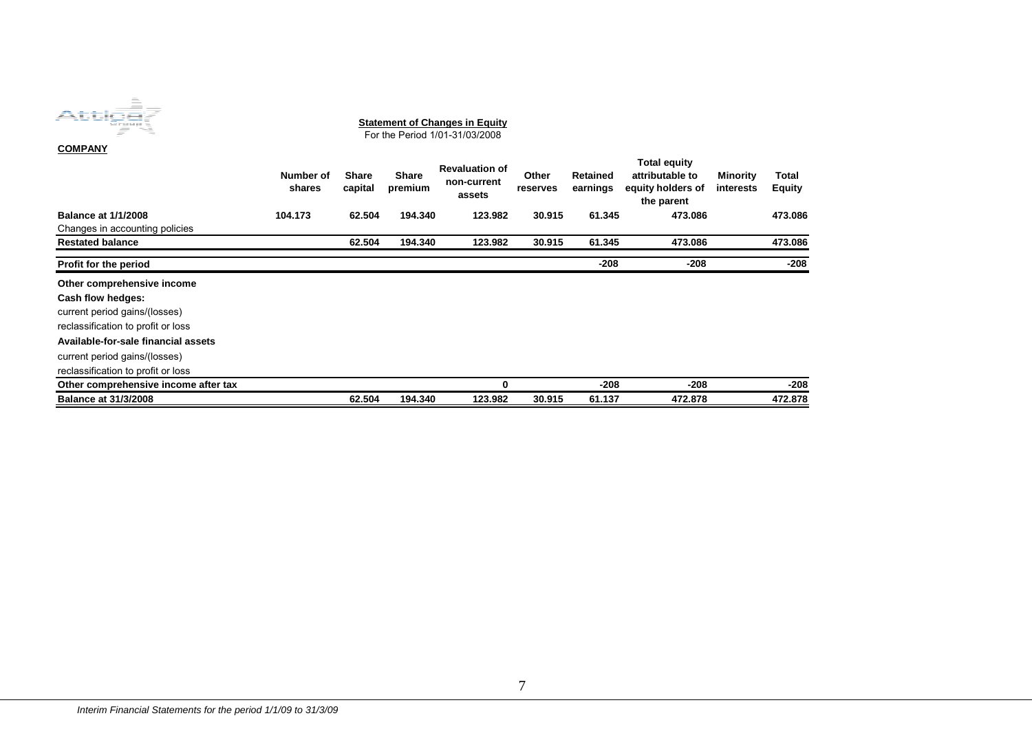**Statement of Changes in Equity**
For the Period 1/01-31/03/2008

**COMPANY**

| | Number of shares | Share capital | Share premium | Revaluation of non-current assets | Other reserves | Retained earnings | Total equity attributable to equity holders of the parent | Minority interests | Total Equity |
|---|---|---|---|---|---|---|---|---|---|
| **Balance at 1/1/2008** | 104.173 | 62.504 | 194.340 | 123.982 | 30.915 | 61.345 | 473.086 | | 473.086 |
| Changes in accounting policies | | | | | | | | | |
| **Restated balance** | | 62.504 | 194.340 | 123.982 | 30.915 | 61.345 | 473.086 | | 473.086 |
| **Profit for the period** | | | | | | -208 | -208 | | -208 |
| **Other comprehensive income** | | | | | | | | | |
| **Cash flow hedges:** | | | | | | | | | |
| current period gains/(losses) | | | | | | | | | |
| reclassification to profit or loss | | | | | | | | | |
| **Available-for-sale financial assets** | | | | | | | | | |
| current period gains/(losses) | | | | | | | | | |
| reclassification to profit or loss | | | | | | | | | |
| **Other comprehensive income after tax** | | | | 0 | | -208 | -208 | | -208 |
| **Balance at 31/3/2008** | | 62.504 | 194.340 | 123.982 | 30.915 | 61.137 | 472.878 | | 472.878 |

*Interim Financial Statements for the period 1/1/09 to 31/3/09*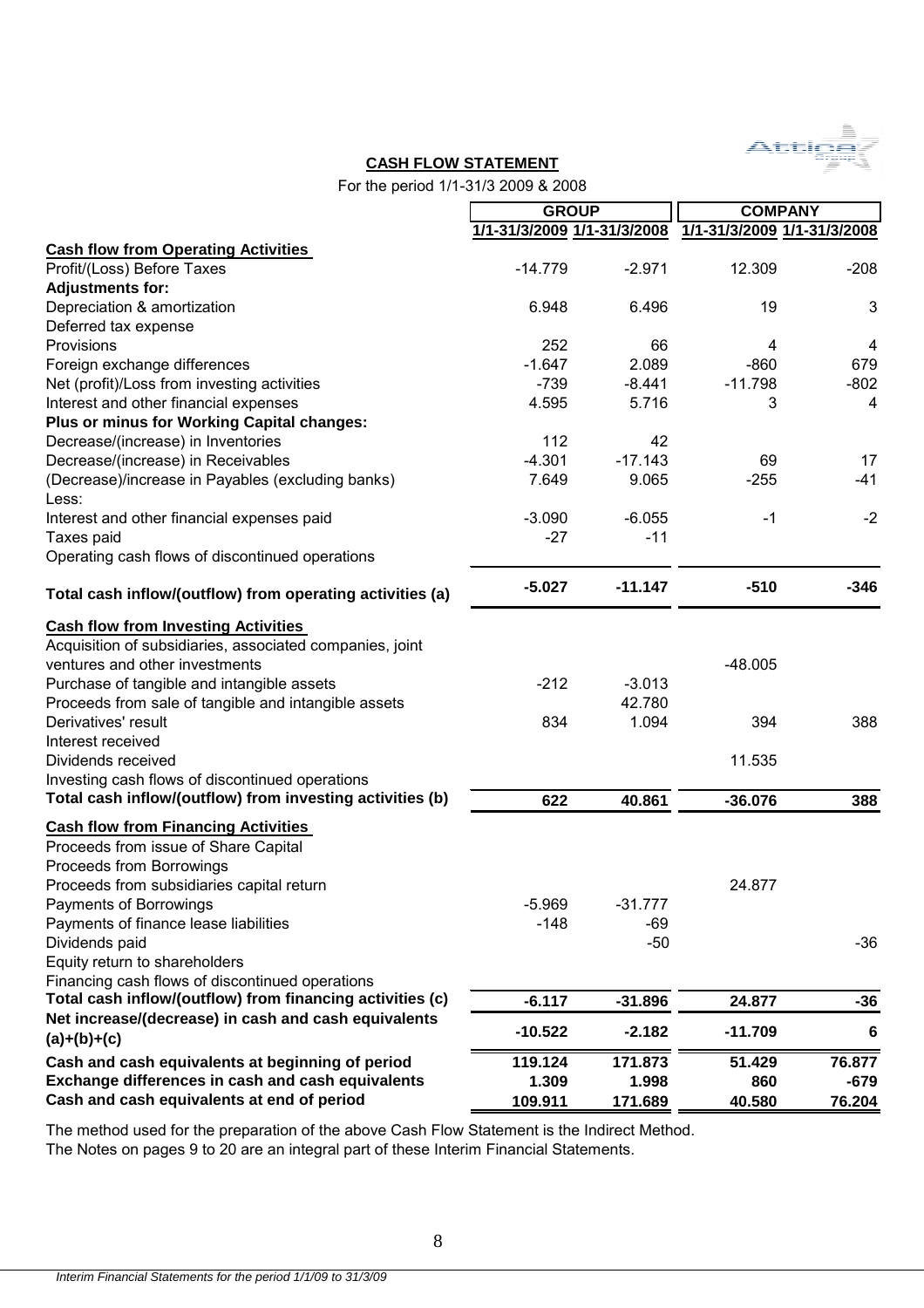## CASH FLOW STATEMENT

For the period 1/1-31/3 2009 & 2008

| | GROUP | | COMPANY | |
|---|---|---|---|---|
| | 1/1-31/3/2009 | 1/1-31/3/2008 | 1/1-31/3/2009 | 1/1-31/3/2008 |
| **Cash flow from Operating Activities** | | | | |
| Profit/(Loss) Before Taxes | -14.779 | -2.971 | 12.309 | -208 |
| **Adjustments for:** | | | | |
| Depreciation & amortization | 6.948 | 6.496 | 19 | 3 |
| Deferred tax expense | | | | |
| Provisions | 252 | 66 | 4 | 4 |
| Foreign exchange differences | -1.647 | 2.089 | -860 | 679 |
| Net (profit)/Loss from investing activities | -739 | -8.441 | -11.798 | -802 |
| Interest and other financial expenses | 4.595 | 5.716 | 3 | 4 |
| **Plus or minus for Working Capital changes:** | | | | |
| Decrease/(increase) in Inventories | 112 | 42 | | |
| Decrease/(increase) in Receivables | -4.301 | -17.143 | 69 | 17 |
| (Decrease)/increase in Payables (excluding banks) | 7.649 | 9.065 | -255 | -41 |
| Less: | | | | |
| Interest and other financial expenses paid | -3.090 | -6.055 | -1 | -2 |
| Taxes paid | -27 | -11 | | |
| Operating cash flows of discontinued operations | | | | |
| **Total cash inflow/(outflow) from operating activities (a)** | **-5.027** | **-11.147** | **-510** | **-346** |
| **Cash flow from Investing Activities** | | | | |
| Acquisition of subsidiaries, associated companies, joint ventures and other investments | | | -48.005 | |
| Purchase of tangible and intangible assets | -212 | -3.013 | | |
| Proceeds from sale of tangible and intangible assets | | 42.780 | | |
| Derivatives' result | 834 | 1.094 | 394 | 388 |
| Interest received | | | | |
| Dividends received | | | 11.535 | |
| Investing cash flows of discontinued operations | | | | |
| **Total cash inflow/(outflow) from investing activities (b)** | **622** | **40.861** | **-36.076** | **388** |
| **Cash flow from Financing Activities** | | | | |
| Proceeds from issue of Share Capital | | | | |
| Proceeds from Borrowings | | | | |
| Proceeds from subsidiaries capital return | | | 24.877 | |
| Payments of Borrowings | -5.969 | -31.777 | | |
| Payments of finance lease liabilities | -148 | -69 | | |
| Dividends paid | | -50 | | -36 |
| Equity return to shareholders | | | | |
| Financing cash flows of discontinued operations | | | | |
| **Total cash inflow/(outflow) from financing activities (c)** | **-6.117** | **-31.896** | **24.877** | **-36** |
| **Net increase/(decrease) in cash and cash equivalents (a)+(b)+(c)** | **-10.522** | **-2.182** | **-11.709** | **6** |
| **Cash and cash equivalents at beginning of period** | **119.124** | **171.873** | **51.429** | **76.877** |
| **Exchange differences in cash and cash equivalents** | **1.309** | **1.998** | **860** | **-679** |
| **Cash and cash equivalents at end of period** | **109.911** | **171.689** | **40.580** | **76.204** |

The method used for the preparation of the above Cash Flow Statement is the Indirect Method.
The Notes on pages 9 to 20 are an integral part of these Interim Financial Statements.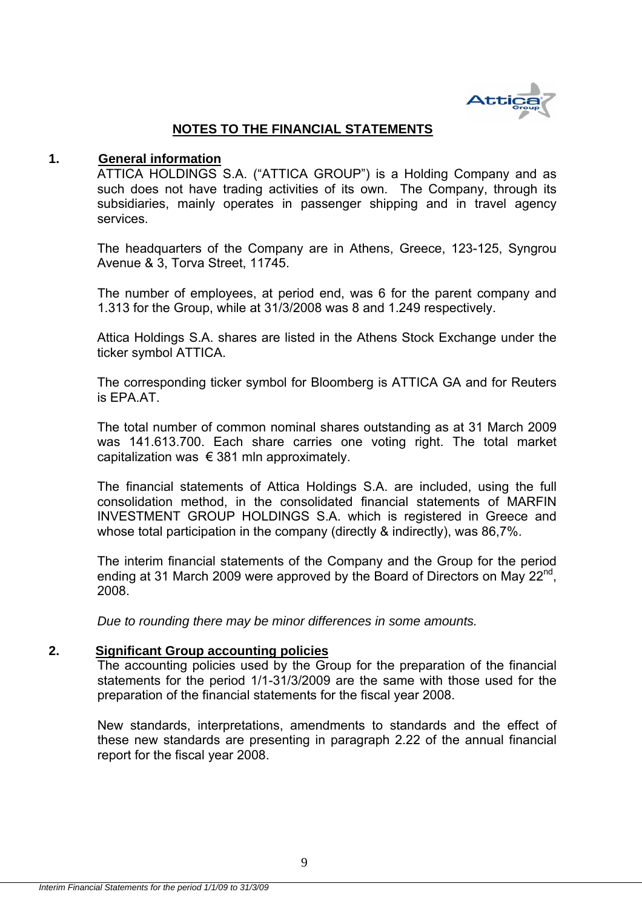## NOTES TO THE FINANCIAL STATEMENTS

### 1. General information

ATTICA HOLDINGS S.A. ("ATTICA GROUP") is a Holding Company and as such does not have trading activities of its own. The Company, through its subsidiaries, mainly operates in passenger shipping and in travel agency services.

The headquarters of the Company are in Athens, Greece, 123-125, Syngrou Avenue & 3, Torva Street, 11745.

The number of employees, at period end, was 6 for the parent company and 1.313 for the Group, while at 31/3/2008 was 8 and 1.249 respectively.

Attica Holdings S.A. shares are listed in the Athens Stock Exchange under the ticker symbol ATTICA.

The corresponding ticker symbol for Bloomberg is ATTICA GA and for Reuters is EPA.AT.

The total number of common nominal shares outstanding as at 31 March 2009 was 141.613.700. Each share carries one voting right. The total market capitalization was € 381 mln approximately.

The financial statements of Attica Holdings S.A. are included, using the full consolidation method, in the consolidated financial statements of MARFIN INVESTMENT GROUP HOLDINGS S.A. which is registered in Greece and whose total participation in the company (directly & indirectly), was 86,7%.

The interim financial statements of the Company and the Group for the period ending at 31 March 2009 were approved by the Board of Directors on May 22nd, 2008.

*Due to rounding there may be minor differences in some amounts.*

### 2. Significant Group accounting policies

The accounting policies used by the Group for the preparation of the financial statements for the period 1/1-31/3/2009 are the same with those used for the preparation of the financial statements for the fiscal year 2008.

New standards, interpretations, amendments to standards and the effect of these new standards are presenting in paragraph 2.22 of the annual financial report for the fiscal year 2008.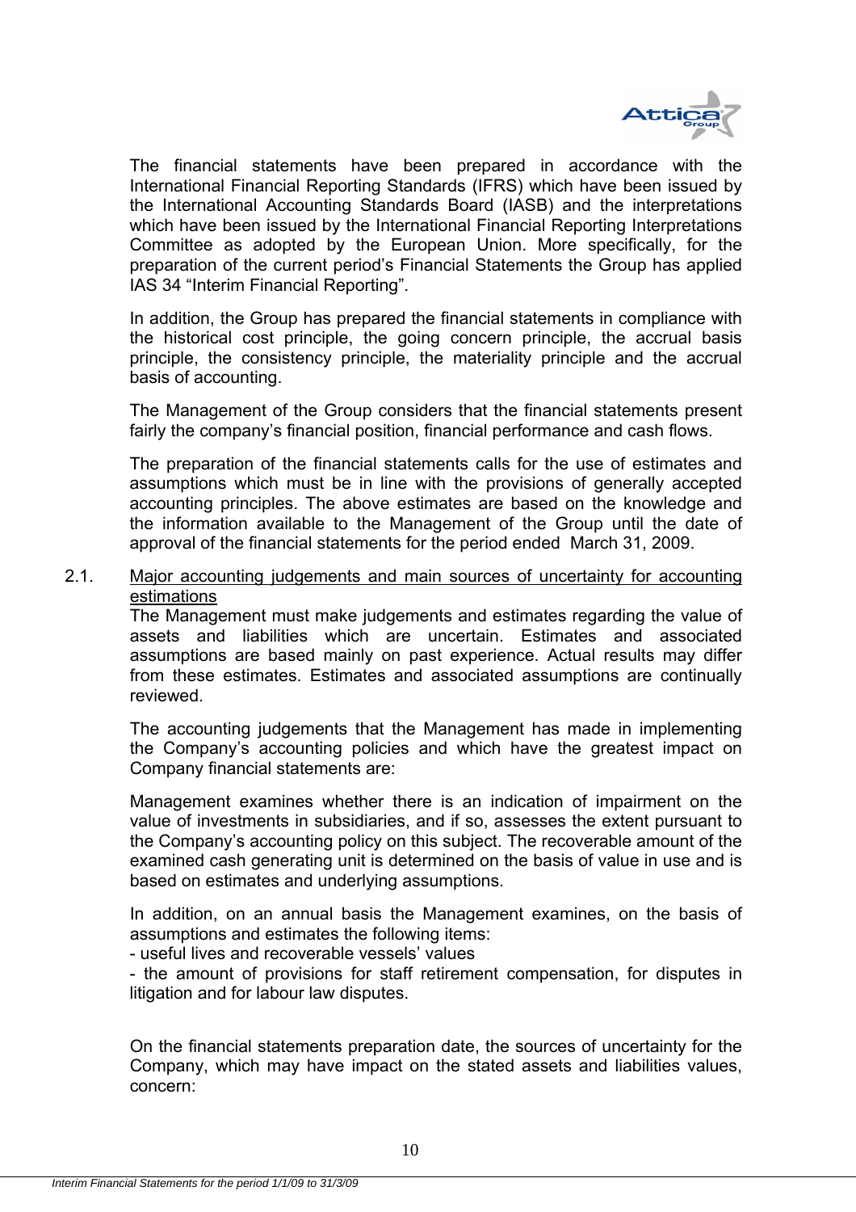The financial statements have been prepared in accordance with the International Financial Reporting Standards (IFRS) which have been issued by the International Accounting Standards Board (IASB) and the interpretations which have been issued by the International Financial Reporting Interpretations Committee as adopted by the European Union. More specifically, for the preparation of the current period's Financial Statements the Group has applied IAS 34 "Interim Financial Reporting".

In addition, the Group has prepared the financial statements in compliance with the historical cost principle, the going concern principle, the accrual basis principle, the consistency principle, the materiality principle and the accrual basis of accounting.

The Management of the Group considers that the financial statements present fairly the company's financial position, financial performance and cash flows.

The preparation of the financial statements calls for the use of estimates and assumptions which must be in line with the provisions of generally accepted accounting principles. The above estimates are based on the knowledge and the information available to the Management of the Group until the date of approval of the financial statements for the period ended March 31, 2009.

## 2.1. Major accounting judgements and main sources of uncertainty for accounting estimations

The Management must make judgements and estimates regarding the value of assets and liabilities which are uncertain. Estimates and associated assumptions are based mainly on past experience. Actual results may differ from these estimates. Estimates and associated assumptions are continually reviewed.

The accounting judgements that the Management has made in implementing the Company's accounting policies and which have the greatest impact on Company financial statements are:

Management examines whether there is an indication of impairment on the value of investments in subsidiaries, and if so, assesses the extent pursuant to the Company's accounting policy on this subject. The recoverable amount of the examined cash generating unit is determined on the basis of value in use and is based on estimates and underlying assumptions.

In addition, on an annual basis the Management examines, on the basis of assumptions and estimates the following items:

- useful lives and recoverable vessels' values
- the amount of provisions for staff retirement compensation, for disputes in litigation and for labour law disputes.

On the financial statements preparation date, the sources of uncertainty for the Company, which may have impact on the stated assets and liabilities values, concern: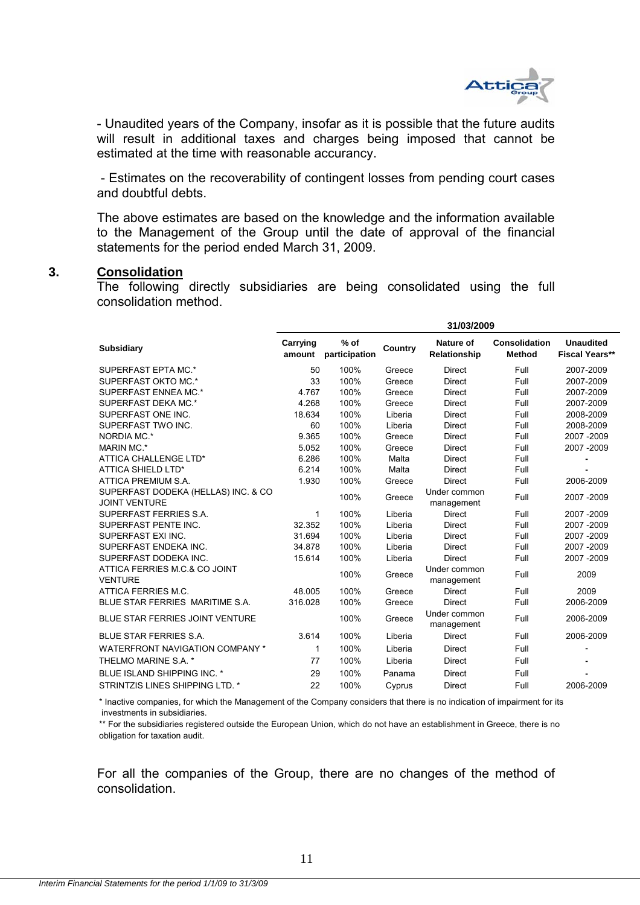- Unaudited years of the Company, insofar as it is possible that the future audits will result in additional taxes and charges being imposed that cannot be estimated at the time with reasonable accurancy.

- Estimates on the recoverability of contingent losses from pending court cases and doubtful debts.

The above estimates are based on the knowledge and the information available to the Management of the Group until the date of approval of the financial statements for the period ended March 31, 2009.

## 3. Consolidation

The following directly subsidiaries are being consolidated using the full consolidation method.

| | 31/03/2009 | | | | | |
|---|---|---|---|---|---|---|
| **Subsidiary** | **Carrying amount** | **% of participation** | **Country** | **Nature of Relationship** | **Consolidation Method** | **Unaudited Fiscal Years\*\*** |
| SUPERFAST EPTA MC.* | 50 | 100% | Greece | Direct | Full | 2007-2009 |
| SUPERFAST OKTO MC.* | 33 | 100% | Greece | Direct | Full | 2007-2009 |
| SUPERFAST ENNEA MC.* | 4.767 | 100% | Greece | Direct | Full | 2007-2009 |
| SUPERFAST DEKA MC.* | 4.268 | 100% | Greece | Direct | Full | 2007-2009 |
| SUPERFAST ONE INC. | 18.634 | 100% | Liberia | Direct | Full | 2008-2009 |
| SUPERFAST TWO INC. | 60 | 100% | Liberia | Direct | Full | 2008-2009 |
| NORDIA MC.* | 9.365 | 100% | Greece | Direct | Full | 2007 -2009 |
| MARIN MC.* | 5.052 | 100% | Greece | Direct | Full | 2007 -2009 |
| ATTICA CHALLENGE LTD* | 6.286 | 100% | Malta | Direct | Full | - |
| ATTICA SHIELD LTD* | 6.214 | 100% | Malta | Direct | Full | - |
| ATTICA PREMIUM S.A. | 1.930 | 100% | Greece | Direct | Full | 2006-2009 |
| SUPERFAST DODEKA (HELLAS) INC. & CO JOINT VENTURE | | 100% | Greece | Under common management | Full | 2007 -2009 |
| SUPERFAST FERRIES S.A. | 1 | 100% | Liberia | Direct | Full | 2007 -2009 |
| SUPERFAST PENTE INC. | 32.352 | 100% | Liberia | Direct | Full | 2007 -2009 |
| SUPERFAST EXI INC. | 31.694 | 100% | Liberia | Direct | Full | 2007 -2009 |
| SUPERFAST ENDEKA INC. | 34.878 | 100% | Liberia | Direct | Full | 2007 -2009 |
| SUPERFAST DODEKA INC. | 15.614 | 100% | Liberia | Direct | Full | 2007 -2009 |
| ATTICA FERRIES M.C.& CO JOINT VENTURE | | 100% | Greece | Under common management | Full | 2009 |
| ATTICA FERRIES M.C. | 48.005 | 100% | Greece | Direct | Full | 2009 |
| BLUE STAR FERRIES MARITIME S.A. | 316.028 | 100% | Greece | Direct | Full | 2006-2009 |
| BLUE STAR FERRIES JOINT VENTURE | | 100% | Greece | Under common management | Full | 2006-2009 |
| BLUE STAR FERRIES S.A. | 3.614 | 100% | Liberia | Direct | Full | 2006-2009 |
| WATERFRONT NAVIGATION COMPANY * | 1 | 100% | Liberia | Direct | Full | - |
| THELMO MARINE S.A. * | 77 | 100% | Liberia | Direct | Full | - |
| BLUE ISLAND SHIPPING INC. * | 29 | 100% | Panama | Direct | Full | - |
| STRINTZIS LINES SHIPPING LTD. * | 22 | 100% | Cyprus | Direct | Full | 2006-2009 |

\* Inactive companies, for which the Management of the Company considers that there is no indication of impairment for its investments in subsidiaries.

\*\* For the subsidiaries registered outside the European Union, which do not have an establishment in Greece, there is no obligation for taxation audit.

For all the companies of the Group, there are no changes of the method of consolidation.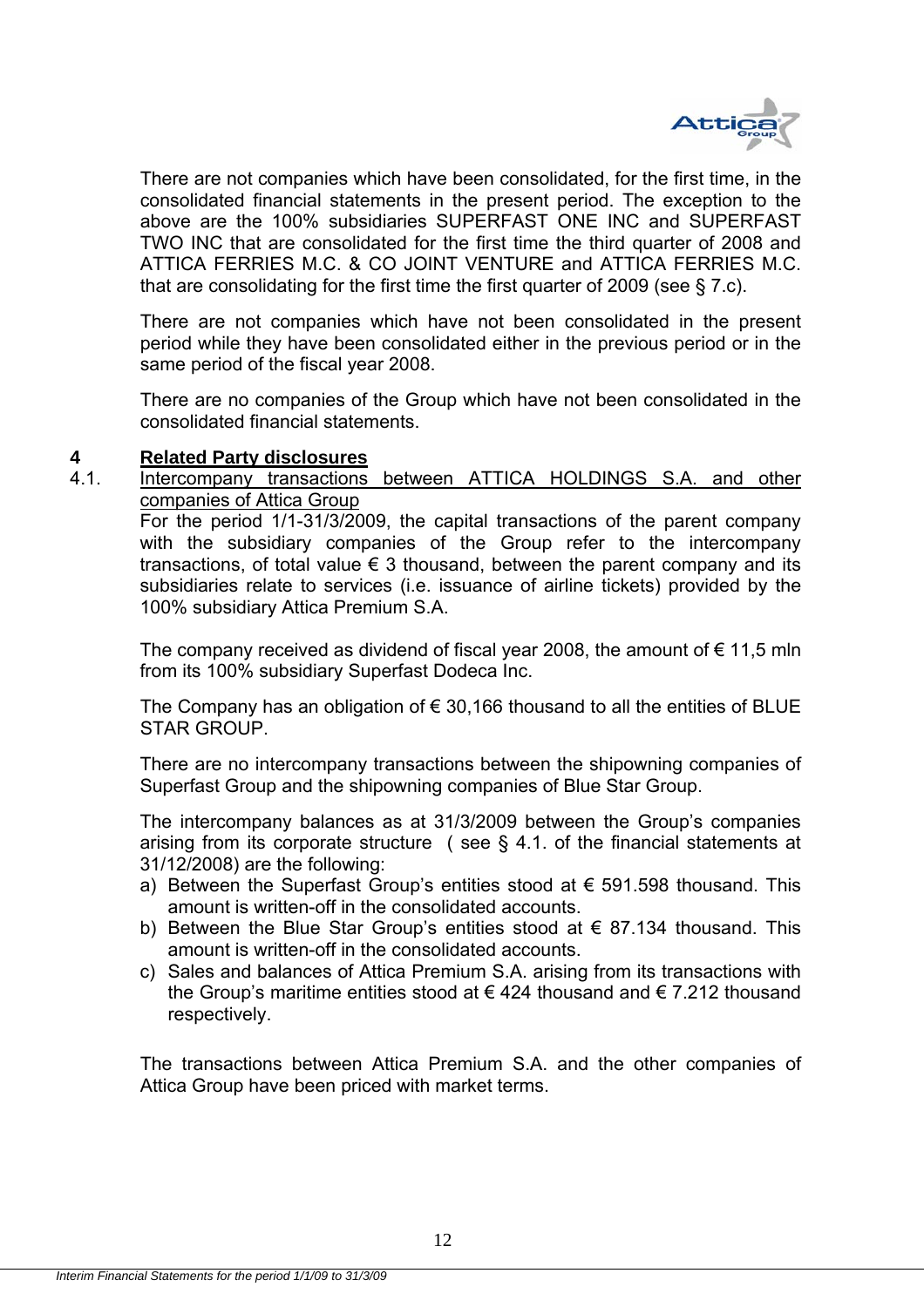There are not companies which have been consolidated, for the first time, in the consolidated financial statements in the present period. The exception to the above are the 100% subsidiaries SUPERFAST ONE INC and SUPERFAST TWO INC that are consolidated for the first time the third quarter of 2008 and ATTICA FERRIES M.C. & CO JOINT VENTURE and ATTICA FERRIES M.C. that are consolidating for the first time the first quarter of 2009 (see § 7.c).

There are not companies which have not been consolidated in the present period while they have been consolidated either in the previous period or in the same period of the fiscal year 2008.

There are no companies of the Group which have not been consolidated in the consolidated financial statements.

## 4 Related Party disclosures

### 4.1. Intercompany transactions between ATTICA HOLDINGS S.A. and other companies of Attica Group

For the period 1/1-31/3/2009, the capital transactions of the parent company with the subsidiary companies of the Group refer to the intercompany transactions, of total value € 3 thousand, between the parent company and its subsidiaries relate to services (i.e. issuance of airline tickets) provided by the 100% subsidiary Attica Premium S.A.

The company received as dividend of fiscal year 2008, the amount of € 11,5 mln from its 100% subsidiary Superfast Dodeca Inc.

The Company has an obligation of € 30,166 thousand to all the entities of BLUE STAR GROUP.

There are no intercompany transactions between the shipowning companies of Superfast Group and the shipowning companies of Blue Star Group.

The intercompany balances as at 31/3/2009 between the Group's companies arising from its corporate structure ( see § 4.1. of the financial statements at 31/12/2008) are the following:

a) Between the Superfast Group's entities stood at € 591.598 thousand. This amount is written-off in the consolidated accounts.
b) Between the Blue Star Group's entities stood at € 87.134 thousand. This amount is written-off in the consolidated accounts.
c) Sales and balances of Attica Premium S.A. arising from its transactions with the Group's maritime entities stood at € 424 thousand and € 7.212 thousand respectively.

The transactions between Attica Premium S.A. and the other companies of Attica Group have been priced with market terms.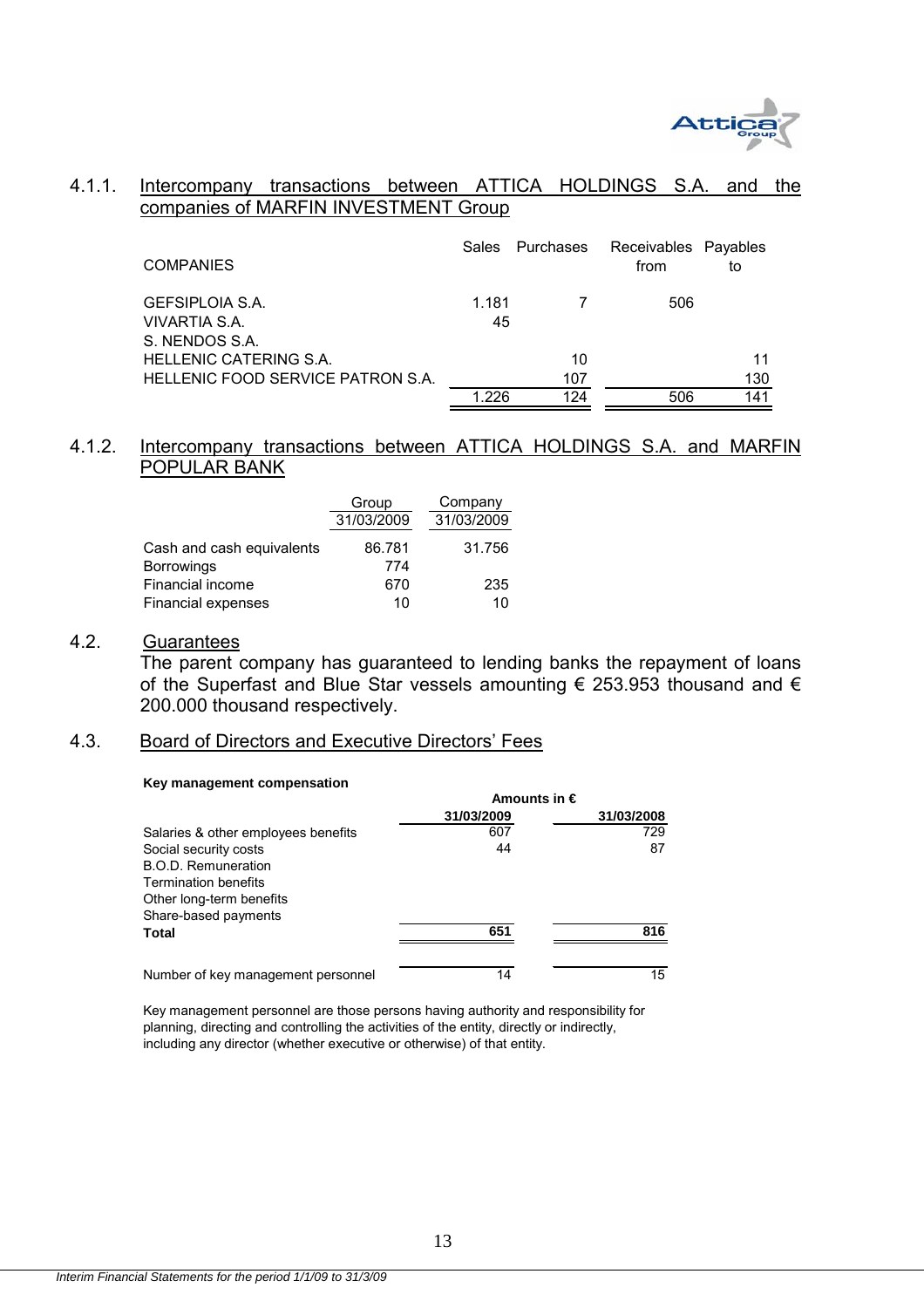### 4.1.1. Intercompany transactions between ATTICA HOLDINGS S.A. and the companies of MARFIN INVESTMENT Group

| COMPANIES | Sales | Purchases | Receivables from | Payables to |
|---|---|---|---|---|
| GEFSIPLOIA S.A. | 1.181 | 7 | 506 | |
| VIVARTIA S.A. | 45 | | | |
| S. NENDOS S.A. | | | | |
| HELLENIC CATERING S.A. | | 10 | | 11 |
| HELLENIC FOOD SERVICE PATRON S.A. | | 107 | | 130 |
| | 1.226 | 124 | 506 | 141 |

### 4.1.2. Intercompany transactions between ATTICA HOLDINGS S.A. and MARFIN POPULAR BANK

| | Group 31/03/2009 | Company 31/03/2009 |
|---|---|---|
| Cash and cash equivalents | 86.781 | 31.756 |
| Borrowings | 774 | |
| Financial income | 670 | 235 |
| Financial expenses | 10 | 10 |

### 4.2. Guarantees

The parent company has guaranteed to lending banks the repayment of loans of the Superfast and Blue Star vessels amounting € 253.953 thousand and € 200.000 thousand respectively.

### 4.3. Board of Directors and Executive Directors' Fees

**Key management compensation**

| | **Amounts in €** | |
|---|---|---|
| | **31/03/2009** | **31/03/2008** |
| Salaries & other employees benefits | 607 | 729 |
| Social security costs | 44 | 87 |
| B.O.D. Remuneration | | |
| Termination benefits | | |
| Other long-term benefits | | |
| Share-based payments | | |
| **Total** | **651** | **816** |
| | | |
| Number of key management personnel | 14 | 15 |

Key management personnel are those persons having authority and responsibility for planning, directing and controlling the activities of the entity, directly or indirectly, including any director (whether executive or otherwise) of that entity.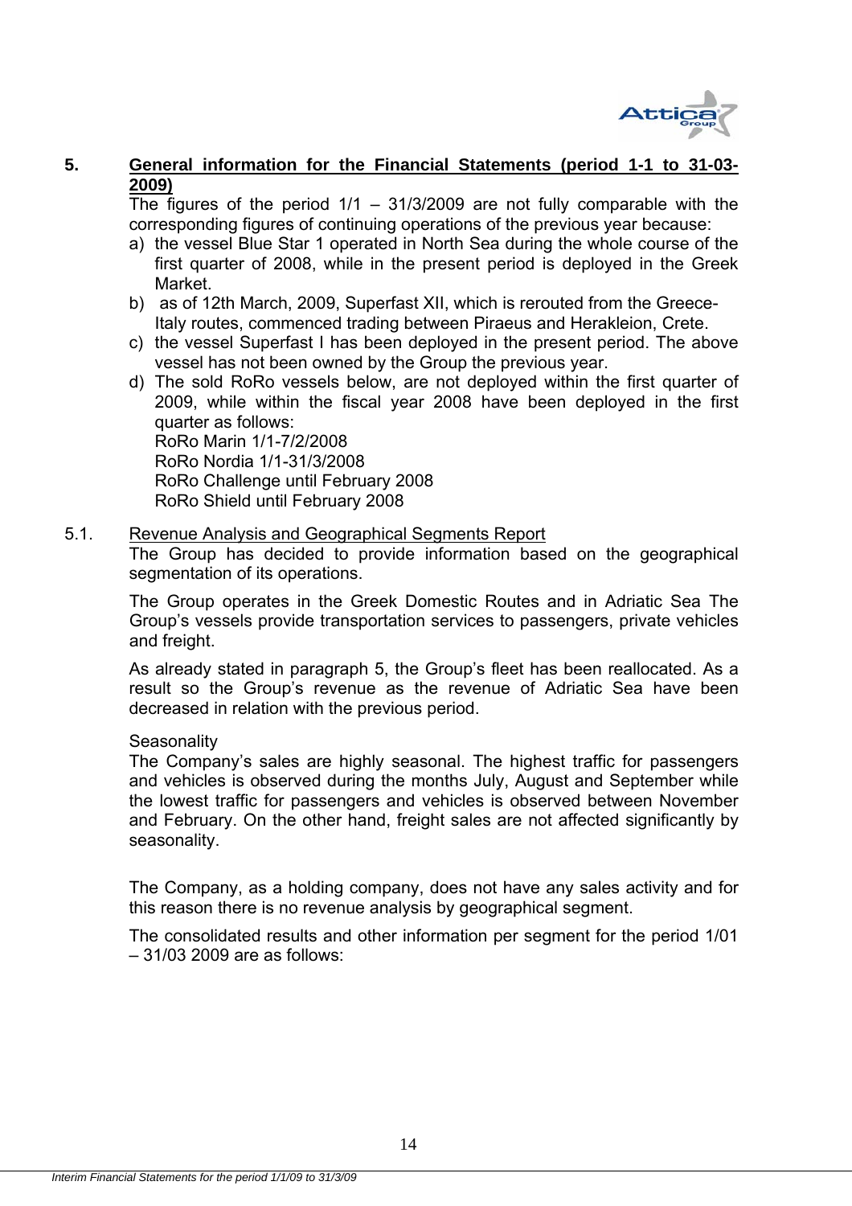## 5. General information for the Financial Statements (period 1-1 to 31-03-2009)

The figures of the period 1/1 – 31/3/2009 are not fully comparable with the corresponding figures of continuing operations of the previous year because:

a) the vessel Blue Star 1 operated in North Sea during the whole course of the first quarter of 2008, while in the present period is deployed in the Greek Market.
b) as of 12th March, 2009, Superfast XII, which is rerouted from the Greece-Italy routes, commenced trading between Piraeus and Herakleion, Crete.
c) the vessel Superfast I has been deployed in the present period. The above vessel has not been owned by the Group the previous year.
d) The sold RoRo vessels below, are not deployed within the first quarter of 2009, while within the fiscal year 2008 have been deployed in the first quarter as follows:
   RoRo Marin 1/1-7/2/2008
   RoRo Nordia 1/1-31/3/2008
   RoRo Challenge until February 2008
   RoRo Shield until February 2008

### 5.1. Revenue Analysis and Geographical Segments Report

The Group has decided to provide information based on the geographical segmentation of its operations.

The Group operates in the Greek Domestic Routes and in Adriatic Sea The Group's vessels provide transportation services to passengers, private vehicles and freight.

As already stated in paragraph 5, the Group's fleet has been reallocated. As a result so the Group's revenue as the revenue of Adriatic Sea have been decreased in relation with the previous period.

Seasonality

The Company's sales are highly seasonal. The highest traffic for passengers and vehicles is observed during the months July, August and September while the lowest traffic for passengers and vehicles is observed between November and February. On the other hand, freight sales are not affected significantly by seasonality.

The Company, as a holding company, does not have any sales activity and for this reason there is no revenue analysis by geographical segment.

The consolidated results and other information per segment for the period 1/01 – 31/03 2009 are as follows: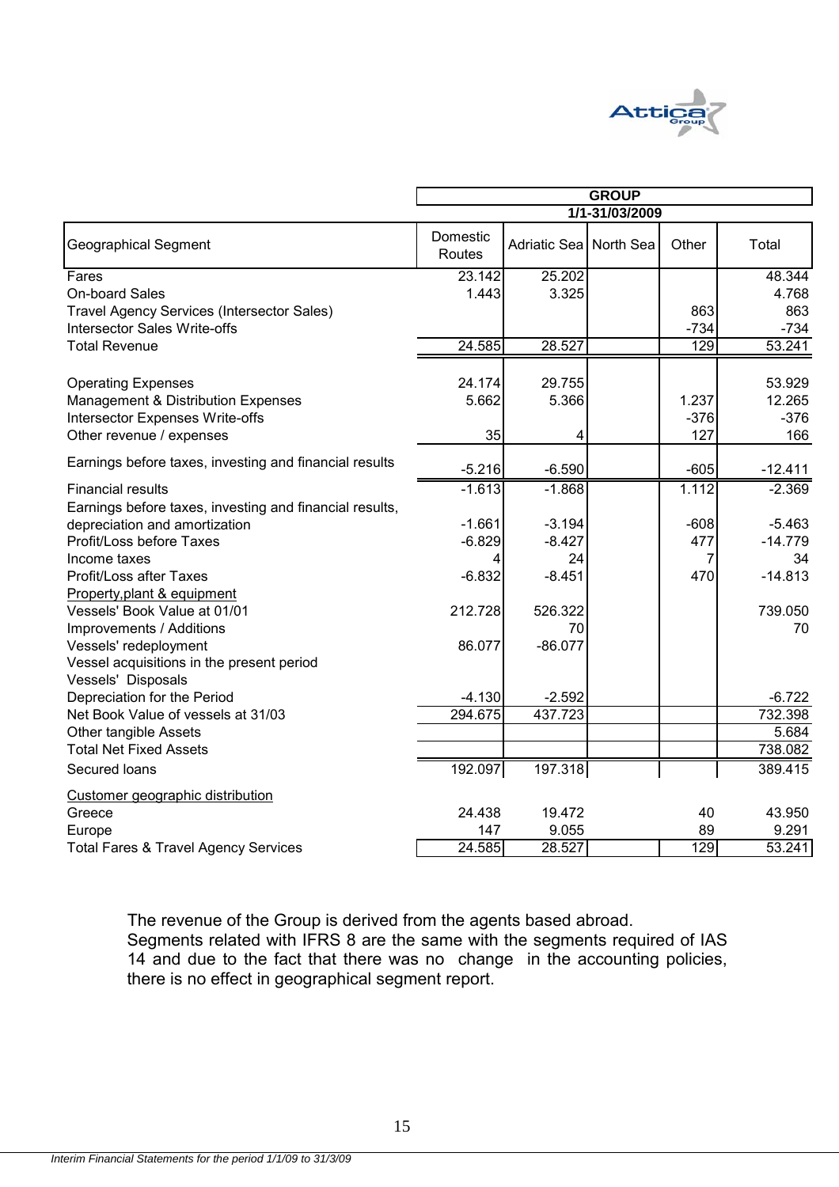| Geographical Segment | GROUP 1/1-31/03/2009 Domestic Routes | Adriatic Sea | North Sea | Other | Total |
|---|---|---|---|---|---|
| Fares | 23.142 | 25.202 | | | 48.344 |
| On-board Sales | 1.443 | 3.325 | | | 4.768 |
| Travel Agency Services (Intersector Sales) | | | | 863 | 863 |
| Intersector Sales Write-offs | | | | -734 | -734 |
| Total Revenue | 24.585 | 28.527 | | 129 | 53.241 |
| Operating Expenses | 24.174 | 29.755 | | | 53.929 |
| Management & Distribution Expenses | 5.662 | 5.366 | | 1.237 | 12.265 |
| Intersector Expenses Write-offs | | | | -376 | -376 |
| Other revenue / expenses | 35 | 4 | | 127 | 166 |
| Earnings before taxes, investing and financial results | -5.216 | -6.590 | | -605 | -12.411 |
| Financial results | -1.613 | -1.868 | | 1.112 | -2.369 |
| Earnings before taxes, investing and financial results, depreciation and amortization | -1.661 | -3.194 | | -608 | -5.463 |
| Profit/Loss before Taxes | -6.829 | -8.427 | | 477 | -14.779 |
| Income taxes | 4 | 24 | | 7 | 34 |
| Profit/Loss after Taxes | -6.832 | -8.451 | | 470 | -14.813 |
| Property,plant & equipment | | | | | |
| Vessels' Book Value at 01/01 | 212.728 | 526.322 | | | 739.050 |
| Improvements / Additions | | 70 | | | 70 |
| Vessels' redeployment | 86.077 | -86.077 | | | |
| Vessel acquisitions in the present period | | | | | |
| Vessels' Disposals | | | | | |
| Depreciation for the Period | -4.130 | -2.592 | | | -6.722 |
| Net Book Value of vessels at 31/03 | 294.675 | 437.723 | | | 732.398 |
| Other tangible Assets | | | | | 5.684 |
| Total Net Fixed Assets | | | | | 738.082 |
| Secured loans | 192.097 | 197.318 | | | 389.415 |
| Customer geographic distribution | | | | | |
| Greece | 24.438 | 19.472 | | 40 | 43.950 |
| Europe | 147 | 9.055 | | 89 | 9.291 |
| Total Fares & Travel Agency Services | 24.585 | 28.527 | | 129 | 53.241 |

The revenue of the Group is derived from the agents based abroad.
Segments related with IFRS 8 are the same with the segments required of IAS 14 and due to the fact that there was no change in the accounting policies, there is no effect in geographical segment report.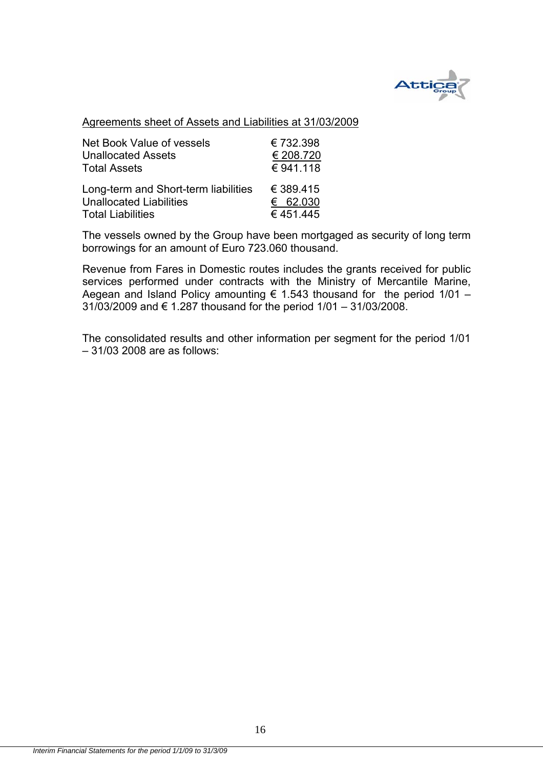Agreements sheet of Assets and Liabilities at 31/03/2009

| | |
|---|---|
| Net Book Value of vessels | € 732.398 |
| Unallocated Assets | € 208.720 |
| Total Assets | € 941.118 |
| | |
| Long-term and Short-term liabilities | € 389.415 |
| Unallocated Liabilities | € 62.030 |
| Total Liabilities | € 451.445 |

The vessels owned by the Group have been mortgaged as security of long term borrowings for an amount of Euro 723.060 thousand.

Revenue from Fares in Domestic routes includes the grants received for public services performed under contracts with the Ministry of Mercantile Marine, Aegean and Island Policy amounting € 1.543 thousand for the period 1/01 – 31/03/2009 and € 1.287 thousand for the period 1/01 – 31/03/2008.

The consolidated results and other information per segment for the period 1/01 – 31/03 2008 are as follows: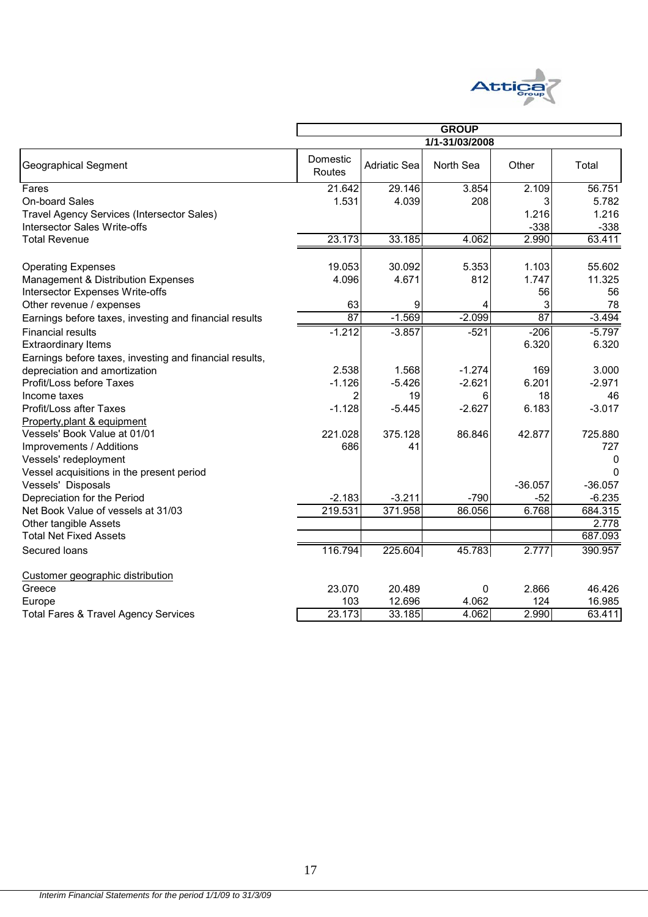| Geographical Segment | GROUP 1/1-31/03/2008 | | | | |
|---|---|---|---|---|---|
| | Domestic Routes | Adriatic Sea | North Sea | Other | Total |
| Fares | 21.642 | 29.146 | 3.854 | 2.109 | 56.751 |
| On-board Sales | 1.531 | 4.039 | 208 | 3 | 5.782 |
| Travel Agency Services (Intersector Sales) | | | | 1.216 | 1.216 |
| Intersector Sales Write-offs | | | | -338 | -338 |
| Total Revenue | 23.173 | 33.185 | 4.062 | 2.990 | 63.411 |
| Operating Expenses | 19.053 | 30.092 | 5.353 | 1.103 | 55.602 |
| Management & Distribution Expenses | 4.096 | 4.671 | 812 | 1.747 | 11.325 |
| Intersector Expenses Write-offs | | | | 56 | 56 |
| Other revenue / expenses | 63 | 9 | 4 | 3 | 78 |
| Earnings before taxes, investing and financial results | 87 | -1.569 | -2.099 | 87 | -3.494 |
| Financial results | -1.212 | -3.857 | -521 | -206 | -5.797 |
| Extraordinary Items | | | | 6.320 | 6.320 |
| Earnings before taxes, investing and financial results, depreciation and amortization | 2.538 | 1.568 | -1.274 | 169 | 3.000 |
| Profit/Loss before Taxes | -1.126 | -5.426 | -2.621 | 6.201 | -2.971 |
| Income taxes | 2 | 19 | 6 | 18 | 46 |
| Profit/Loss after Taxes | -1.128 | -5.445 | -2.627 | 6.183 | -3.017 |
| Property,plant & equipment | | | | | |
| Vessels' Book Value at 01/01 | 221.028 | 375.128 | 86.846 | 42.877 | 725.880 |
| Improvements / Additions | 686 | 41 | | | 727 |
| Vessels' redeployment | | | | | 0 |
| Vessel acquisitions in the present period | | | | | 0 |
| Vessels' Disposals | | | | -36.057 | -36.057 |
| Depreciation for the Period | -2.183 | -3.211 | -790 | -52 | -6.235 |
| Net Book Value of vessels at 31/03 | 219.531 | 371.958 | 86.056 | 6.768 | 684.315 |
| Other tangible Assets | | | | | 2.778 |
| Total Net Fixed Assets | | | | | 687.093 |
| Secured loans | 116.794 | 225.604 | 45.783 | 2.777 | 390.957 |
| Customer geographic distribution | | | | | |
| Greece | 23.070 | 20.489 | 0 | 2.866 | 46.426 |
| Europe | 103 | 12.696 | 4.062 | 124 | 16.985 |
| Total Fares & Travel Agency Services | 23.173 | 33.185 | 4.062 | 2.990 | 63.411 |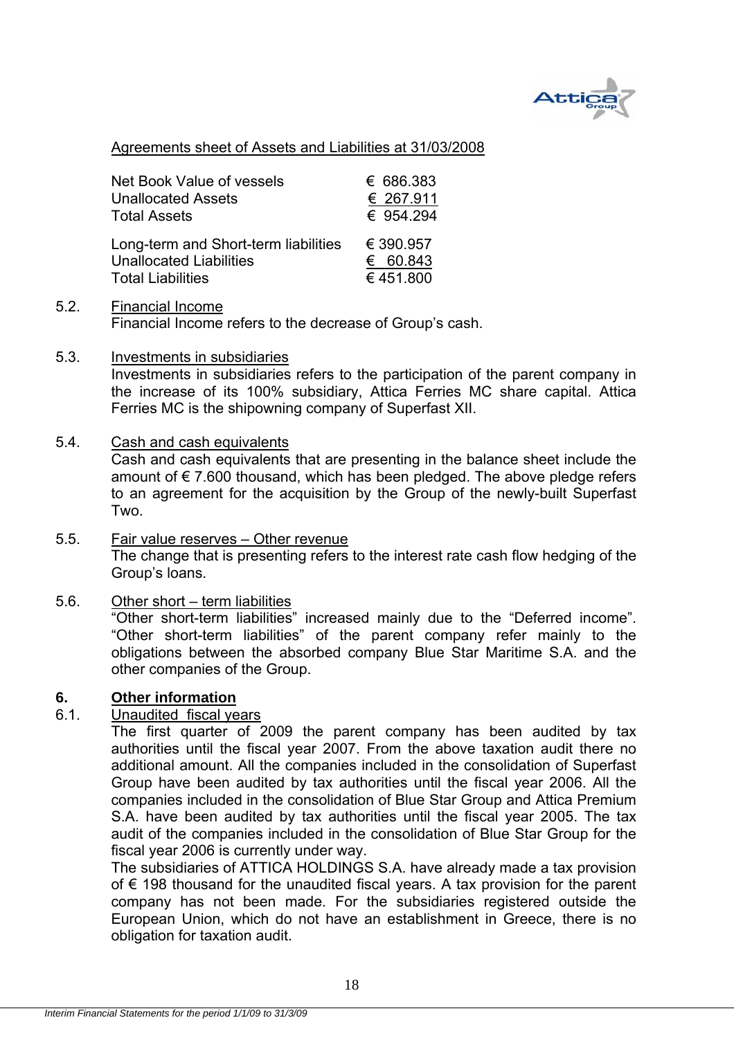Agreements sheet of Assets and Liabilities at 31/03/2008

| | |
|---|---|
| Net Book Value of vessels | € 686.383 |
| Unallocated Assets | € 267.911 |
| Total Assets | € 954.294 |
| Long-term and Short-term liabilities | € 390.957 |
| Unallocated Liabilities | € 60.843 |
| Total Liabilities | € 451.800 |

5.2. Financial Income

Financial Income refers to the decrease of Group's cash.

5.3. Investments in subsidiaries

Investments in subsidiaries refers to the participation of the parent company in the increase of its 100% subsidiary, Attica Ferries MC share capital. Attica Ferries MC is the shipowning company of Superfast XII.

5.4. Cash and cash equivalents

Cash and cash equivalents that are presenting in the balance sheet include the amount of € 7.600 thousand, which has been pledged. The above pledge refers to an agreement for the acquisition by the Group of the newly-built Superfast Two.

5.5. Fair value reserves – Other revenue

The change that is presenting refers to the interest rate cash flow hedging of the Group's loans.

5.6. Other short – term liabilities

"Other short-term liabilities" increased mainly due to the "Deferred income". "Other short-term liabilities" of the parent company refer mainly to the obligations between the absorbed company Blue Star Maritime S.A. and the other companies of the Group.

## 6. Other information

### 6.1. Unaudited fiscal years

The first quarter of 2009 the parent company has been audited by tax authorities until the fiscal year 2007. From the above taxation audit there no additional amount. All the companies included in the consolidation of Superfast Group have been audited by tax authorities until the fiscal year 2006. All the companies included in the consolidation of Blue Star Group and Attica Premium S.A. have been audited by tax authorities until the fiscal year 2005. The tax audit of the companies included in the consolidation of Blue Star Group for the fiscal year 2006 is currently under way.

The subsidiaries of ATTICA HOLDINGS S.A. have already made a tax provision of € 198 thousand for the unaudited fiscal years. A tax provision for the parent company has not been made. For the subsidiaries registered outside the European Union, which do not have an establishment in Greece, there is no obligation for taxation audit.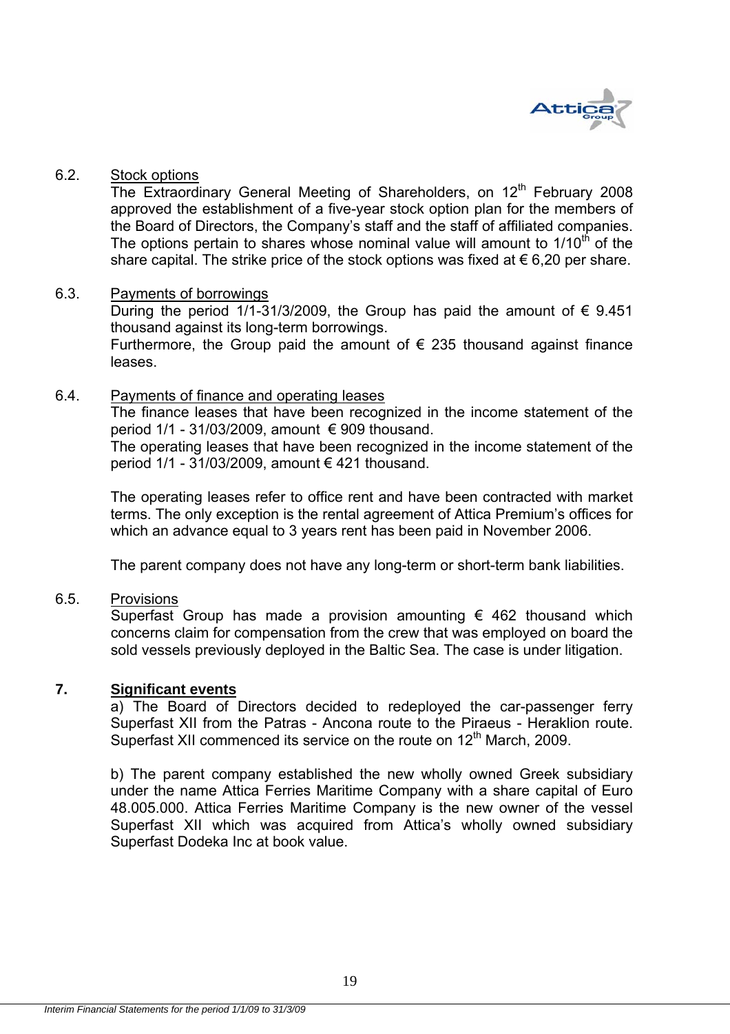### 6.2. Stock options

The Extraordinary General Meeting of Shareholders, on 12th February 2008 approved the establishment of a five-year stock option plan for the members of the Board of Directors, the Company's staff and the staff of affiliated companies. The options pertain to shares whose nominal value will amount to 1/10th of the share capital. The strike price of the stock options was fixed at € 6,20 per share.

### 6.3. Payments of borrowings

During the period 1/1-31/3/2009, the Group has paid the amount of € 9.451 thousand against its long-term borrowings.

Furthermore, the Group paid the amount of € 235 thousand against finance leases.

### 6.4. Payments of finance and operating leases

The finance leases that have been recognized in the income statement of the period 1/1 - 31/03/2009, amount € 909 thousand.

The operating leases that have been recognized in the income statement of the period 1/1 - 31/03/2009, amount € 421 thousand.

The operating leases refer to office rent and have been contracted with market terms. The only exception is the rental agreement of Attica Premium's offices for which an advance equal to 3 years rent has been paid in November 2006.

The parent company does not have any long-term or short-term bank liabilities.

### 6.5. Provisions

Superfast Group has made a provision amounting € 462 thousand which concerns claim for compensation from the crew that was employed on board the sold vessels previously deployed in the Baltic Sea. The case is under litigation.

## 7. Significant events

a) The Board of Directors decided to redeployed the car-passenger ferry Superfast XII from the Patras - Ancona route to the Piraeus - Heraklion route. Superfast XII commenced its service on the route on 12th March, 2009.

b) The parent company established the new wholly owned Greek subsidiary under the name Attica Ferries Maritime Company with a share capital of Euro 48.005.000. Attica Ferries Maritime Company is the new owner of the vessel Superfast XII which was acquired from Attica's wholly owned subsidiary Superfast Dodeka Inc at book value.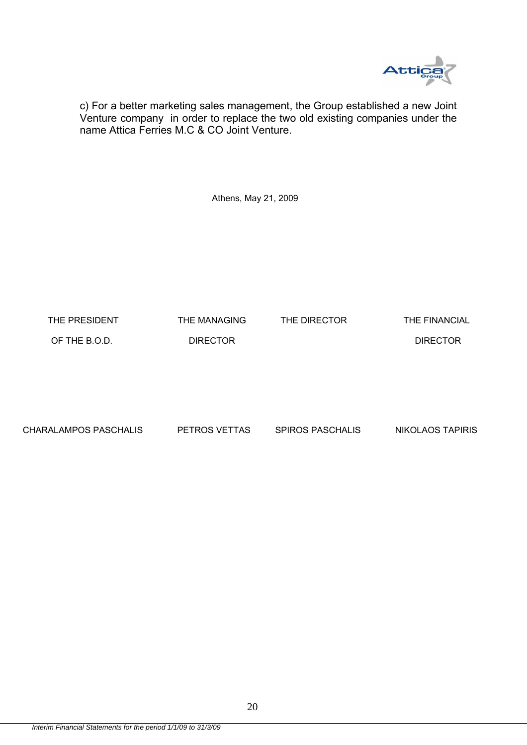c) For a better marketing sales management, the Group established a new Joint Venture company in order to replace the two old existing companies under the name Attica Ferries M.C & CO Joint Venture.

Athens, May 21, 2009

| THE PRESIDENT OF THE B.O.D. | THE MANAGING DIRECTOR | THE DIRECTOR | THE FINANCIAL DIRECTOR |
|---|---|---|---|
| CHARALAMPOS PASCHALIS | PETROS VETTAS | SPIROS PASCHALIS | NIKOLAOS TAPIRIS |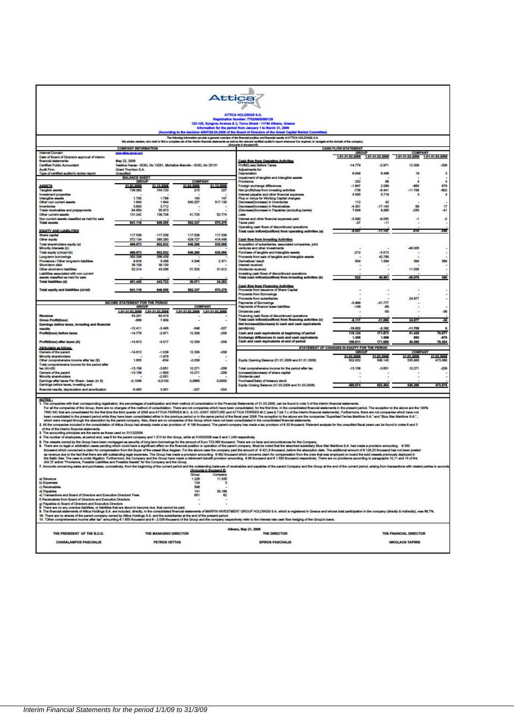# ATTICA HOLDINGS S.A.

**Registration Number: 7702/06/B/86/128**

**123-125, Syngrou Avenue & 3, Torva Street - 11745 Athens, Greece**

**Information for the period from January 1 to March 31, 2009**

**(According to the decision 4/507/28.04.2009 of the Board of Directors of the Greek Capital Market Committee)**

The following information provide a general overview of the financial position and financial results of ATTICA HOLDINGS S.A.

We advise readers, who wish to find a complete set of the interim financial statements as well as the relevant certified auditor's report whenever it is required, to navigate at the domain of the company.

(Amounts in thousand €)

## COMPANY INFORMATION

| | |
|---|---|
| Internet Domain: | www.attica-group.com |
| Date of Board of Directors approval of interim financial statements: | May 22, 2009 |
| Certified Public Accountant: | Vasilios Kazas - SOEL No 13281, Michalos Manolis - SOEL No 25131 |
| Audit Firm: | Grant Thornton S.A. |
| Type of certified auditor's review report: | Unaudited |

## BALANCE SHEET

| | GROUP | | COMPANY | |
|---|---|---|---|---|
| **ASSETS** | **31.03.2009** | **31.12.2008** | **31.03.2009** | **31.12.2008** |
| Tangible assets | 738.082 | 744.720 | 215 | 227 |
| Investment properties | - | - | - | - |
| Intangible assets | 1.700 | 1.798 | 140 | 147 |
| Other non current assets | 1.644 | 1.644 | 540.257 | 517.130 |
| Inventories | 3.600 | 3.712 | - | - |
| Trade receivables and prepayments | 64.850 | 55.973 | - | - |
| Other current assets | 131.242 | 138.708 | 41.725 | 52.774 |
| Non current assets classified as held for sale | - | - | - | - |
| **Total assets** | **941.118** | **946.555** | **582.337** | **570.278** |
| **EQUITY AND LIABILITIES** | | | | |
| Share capital | 117.539 | 117.539 | 117.539 | 117.539 |
| Other equity | 372.134 | 385.293 | 428.727 | 418.456 |
| Total shareholders equity (a) | 489.673 | 502.832 | 546.266 | 535.995 |
| Minority interests (b) | - | - | - | - |
| Total equity (c)=(a)+(b) | 489.673 | 502.832 | 546.266 | 535.995 |
| Long-term borrowings | 350.306 | 356.439 | - | - |
| Provisions / Other long-term liabilities | 9.816 | 5.098 | 4.546 | 2.371 |
| Short-term debt | 39.109 | 39.130 | - | - |
| Other short-term liabilities | 52.214 | 43.056 | 31.525 | 31.912 |
| Liabilities associated with non current assets classified as held for sale | - | - | - | - |
| **Total liabilities (d)** | **451.445** | **443.723** | **36.071** | **34.283** |
| **Total equity and liabilities (c)+(d)** | **941.118** | **946.555** | **582.337** | **570.278** |

## INCOME STATEMENT FOR THE PERIOD

| | GROUP | | COMPANY | |
|---|---|---|---|---|
| | **1.01-31.03.2009** | **1.01-31.03.2008** | **1.01-31.03.2009** | **1.01-31.03.2008** |
| Revenue | 53.241 | 63.410 | - | - |
| Gross Profit/(loss) | -888 | 7.809 | - | - |
| Earnings before taxes, investing and financial results | -12.411 | -3.495 | -346 | -327 |
| Profit/(loss) before taxes | -14.779 | -2.971 | 12.309 | -208 |
| Profit/(loss) after taxes (A) | -14.813 | -3.017 | 12.309 | -208 |
| Attributable as follows: | | | | |
| Owners of the parent | -14.813 | -1.038 | 12.309 | -208 |
| Minority shareholders | - | -1.979 | - | - |
| Other comprehensive income after tax (B) | 1.655 | -634 | -2.038 | - |
| Total comprehensive income for the period after tax (A)+(B) | -13.158 | -3.651 | 10.271 | -208 |
| Owners of the parent | -13.158 | -1.600 | 10.271 | -208 |
| Minority shareholders | - | -2.051 | - | - |
| Earnings after taxes Per Share - basic (in €) | -0,1046 | -0,0100 | 0,0869 | 0,0000 |
| Earnings before taxes, investing and financial results, depreciation and amortization | -5.463 | 3.001 | -327 | -324 |

## CASH FLOW STATEMENT

| | GROUP | | COMPANY | |
|---|---|---|---|---|
| | **1.01-31.03.2009** | **1.01-31.03.2008** | **1.01-31.03.2009** | **1.01-31.03.2008** |
| **Cash flow from Operating Activities** | | | | |
| Profit/(Loss) Before Taxes | -14.779 | -2.971 | 12.309 | -208 |
| Adjustments for: | | | | |
| Depreciation | 6.948 | 6.496 | 19 | 3 |
| Impairment of tangible and intangible assets | - | - | - | - |
| Provisions | 252 | 66 | 4 | 4 |
| Foreign exchange differences | -1.647 | 2.089 | -860 | 679 |
| Net (profit)/loss from investing activities | -739 | -8.441 | -11.798 | -602 |
| Interest payable and other financial expenses | 4.595 | 5.716 | 3 | 4 |
| Plus or minus for Working Capital changes: | | | | |
| Decrease/(increase) in Inventories | 112 | 42 | - | - |
| Decrease/(increase) in Receivables | -4.301 | -17.143 | 69 | 17 |
| (Decrease)/increase in Payables (excluding banks) | 7.649 | 9.065 | -255 | -41 |
| Less: | | | | |
| Interest and other financial expenses paid | -3.090 | -6.055 | -1 | -2 |
| Taxes paid | -27 | -11 | - | - |
| Operating cash flows of discontinued operations | - | - | - | - |
| **Total cash inflow/(outflow) from operating activities (a)** | **-5.027** | **-11.147** | **-510** | **-346** |
| **Cash flow from Investing Activities** | | | | |
| Acquisition of subsidiaries, associated companies, joint ventures and other investments | - | - | -48.005 | - |
| Purchase of tangible and intangible assets | -212 | -3.013 | - | - |
| Proceeds from sale of tangible and intangible assets | - | 42.780 | - | - |
| Derivatives' result | 834 | 1.094 | 394 | 388 |
| Interest received | - | - | - | - |
| Dividends received | - | - | 11.535 | - |
| Investing cash flows of discontinued operations | - | - | - | - |
| **Total cash inflow/(outflow) from investing activities (b)** | **622** | **40.861** | **-36.076** | **388** |
| **Cash flow from Financing Activities** | | | | |
| Proceeds from issuance of Share Capital | - | - | - | - |
| Proceeds from Borrowings | - | - | - | - |
| Proceeds from subsidiaries | - | - | 24.877 | - |
| Payments of Borrowings | -5.969 | -31.777 | - | - |
| Payments of finance lease liabilities | -148 | -69 | - | - |
| Dividends paid | - | -50 | - | -36 |
| Financing cash flows of discontinued operations | - | - | - | - |
| **Total cash inflow/(outflow) from financing activities (c)** | **-6.117** | **-31.896** | **24.877** | **-36** |
| Net increase/(decrease) in cash and cash equivalents (a)+(b)+(c) | -10.522 | -2.182 | -11.709 | 6 |
| Cash and cash equivalents at beginning of period | 119.124 | 171.873 | 51.429 | 76.877 |
| Exchange differences in cash and cash equivalents | 1.309 | 1.998 | 860 | -679 |
| Cash and cash equivalents at end of period | 109.911 | 171.689 | 40.580 | 76.204 |

## STATEMENT OF CHANGES IN EQUITY FOR THE PERIOD

| | GROUP | | COMPANY | |
|---|---|---|---|---|
| | **31.03.2009** | **31.03.2008** | **31.03.2009** | **31.03.2008** |
| Equity Opening Balance (01.01.2009 and 01.01.2008) | 502.832 | 506.145 | 535.995 | 473.086 |
| Total comprehensive income for the period after tax | -13.158 | -3.651 | 10.271 | -208 |
| Increase/(decrease) of share capital | - | - | - | - |
| Dividends paid | - | - | - | - |
| Purchase/(Sale) of treasury stock | - | - | - | - |
| Equity Closing Balance (31.03.2009 and 31.03.2008) | 489.674 | 502.494 | 546.266 | 472.878 |

## NOTES :

1. The companies with their corresponding registration, the percentages of participation and their method of consolidation in the Financial Statements of 31.03.2009, can be found in note 3 of the interim financial statements.
For all the companies of the Group, there are no changes of the method of consolidation. There are not companies which have been consolidated, for the first time, in the consolidated financial statements in the present period. The exception to the above are the 100% TWO INC that are consolidated for the first time in the third quarter of 2008 and ATTICA FERRIES M.C. & CO JOINT VENTURE and ATTICA FERRIES M.C.(see § 7.b& 7.c of the interim financial statements). Furthermore, there are not companies which have not been consolidated in the present period while they have been consolidated either in the previous period or in the same period of the fiscal year 2008. The exception to the above are the companies "Superfast Ferries Maritime S.A." and "Blue Star Maritime S.A.", which were merged through the absorption by the parent company. Also, there are no companies of the Group which have not been consolidated in the consolidated financial statements.
2. All the companies included in the consolidation of Attica Group had already made a tax provision of € 198 thousand. The parent company has made a tax provision of € 30 thousand. Relevant analysis for the unaudited fiscal years can be found in notes 6 and 3 of the interim financial statements.
3. The accounting principles are the same as those used on 31/12/2008.
4. The number of employees, at period end, was 6 for the parent company and 1.313 for the Group, while at 31/03/2008 was 8 and 1.249 respectively.
5. The vessels owned by the Group have been mortgaged as security of long term borrowings for the amount of Euro 723.060 thousand. There are no liens and encumbrances for the Company.
6. There are no legal or arbitration cases pending which could have a significant effect on the financial position or operation of the parent company. Must be noted that the absorbed subsidiary Blue Star Maritime S.A. had made a provision amounting € 550 thousand which concerned a claim for compensation from the Buyer of the vessel Blue Aegean. For the above case the company paid the amount of € 421,8 thousand, before the absorption date. The additional amount of € 128,20 thousand has not been posted as revenue due to the fact that there are still outstanding legal expenses. The Group has made a provision amounting € 462 thousand which concerns claim for compensation from the crew that was employed on board the sold vessels previously deployed in the Baltic Sea. The case is under litigation. Furthermore, the Company and the Group have made a retirement benefit provision amounting € 68 thousand and € 1.500 thousand respectively. There are no provisions according to paragraphs 10,11 and 14 of the IAS 37 article "Provisions, Possible Liabilities and Possible Assets" for the Company and the Group.
7. Amounts concerning sales and purchases, cumulatively, from the beginning of the current period and the outstanding balances of receivables and payables of the parent Company and the Group at the end of the current period, arising from transactions with related parties in accordance with IAS 24 are as follows:

(Amounts in thousand €)

| | Group | Company |
|---|---|---|
| a) Revenue | 1.226 | 11.535 |
| b) Expenses | 124 | 3 |
| c) Receivables | 506 | - |
| d) Payables | 141 | 30.166 |
| e) Transactions and Board of Directors and Executive Directors' Fees | 651 | 62 |
| f) Receivables from Board of Directors and Executive Directors | - | - |
| g) Payables to Board of Directors and Executive Directors | - | - |

8. There are no any overdue liabilities, or liabilities that are about to become due, that cannot be paid.
9. The financial statements of Attica Holdings S.A. are included, directly, in the consolidated financial statements of MARFIN INVESTMENT GROUP HOLDINGS S.A. which is registered in Greece and whose total participation in the company (directly & indirectly), was 88,7%.
10. There are no shares of the parent company owned by Attica Holdings S.A. and the subsidiaries at the end of the present period.
11. "Other comprehensive income after tax" amounting € 1.655 thousand and € - 2.038 thousand of the Group and the company respectively refer to the interest rate cash flow hedging of the Group's loans.

Athens, May 21, 2009

| THE PRESIDENT OF THE B.O.D. | THE MANAGING DIRECTOR | THE DIRECTOR | THE FINANCIAL DIRECTOR |
|---|---|---|---|
| CHARALAMPOS PASCHALIS | PETROS VETTAS | SPIROS PASCHALIS | NIKOLAOS TAPIRIS |